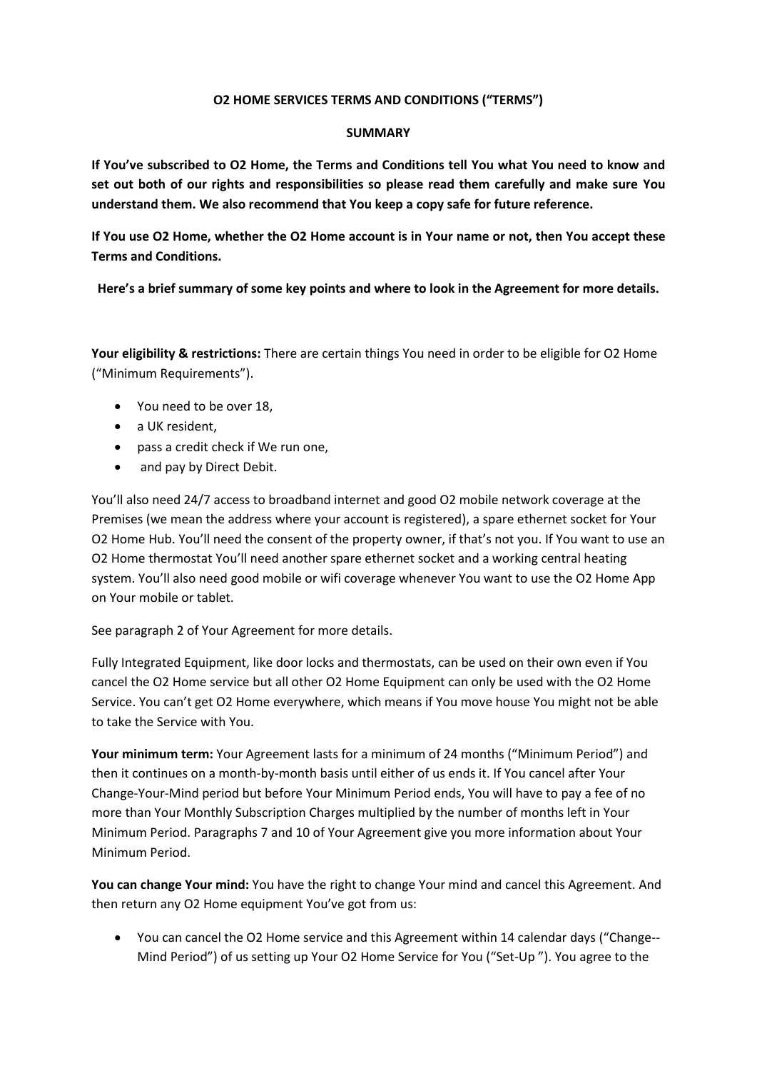**O2 HOME SERVICES TERMS AND CONDITIONS ("TERMS")**

**SUMMARY**

**If You've subscribed to O2 Home, the Terms and Conditions tell You what You need to know and set out both of our rights and responsibilities so please read them carefully and make sure You understand them. We also recommend that You keep a copy safe for future reference.**

**If You use O2 Home, whether the O2 Home account is in Your name or not, then You accept these Terms and Conditions.**

**Here's a brief summary of some key points and where to look in the Agreement for more details.**

**Your eligibility & restrictions:** There are certain things You need in order to be eligible for O2 Home ("Minimum Requirements").

- You need to be over 18,
- a UK resident,
- pass a credit check if We run one,
- and pay by Direct Debit.

You'll also need 24/7 access to broadband internet and good O2 mobile network coverage at the Premises (we mean the address where your account is registered), a spare ethernet socket for Your O2 Home Hub. You'll need the consent of the property owner, if that's not you. If You want to use an O2 Home thermostat You'll need another spare ethernet socket and a working central heating system. You'll also need good mobile or wifi coverage whenever You want to use the O2 Home App on Your mobile or tablet.

See paragraph 2 of Your Agreement for more details.

Fully Integrated Equipment, like door locks and thermostats, can be used on their own even if You cancel the O2 Home service but all other O2 Home Equipment can only be used with the O2 Home Service. You can't get O2 Home everywhere, which means if You move house You might not be able to take the Service with You.

**Your minimum term:** Your Agreement lasts for a minimum of 24 months ("Minimum Period") and then it continues on a month-by-month basis until either of us ends it. If You cancel after Your Change-Your-Mind period but before Your Minimum Period ends, You will have to pay a fee of no more than Your Monthly Subscription Charges multiplied by the number of months left in Your Minimum Period. Paragraphs 7 and 10 of Your Agreement give you more information about Your Minimum Period.

**You can change Your mind:** You have the right to change Your mind and cancel this Agreement. And then return any O2 Home equipment You've got from us:

- You can cancel the O2 Home service and this Agreement within 14 calendar days ("Change--Mind Period") of us setting up Your O2 Home Service for You ("Set-Up "). You agree to the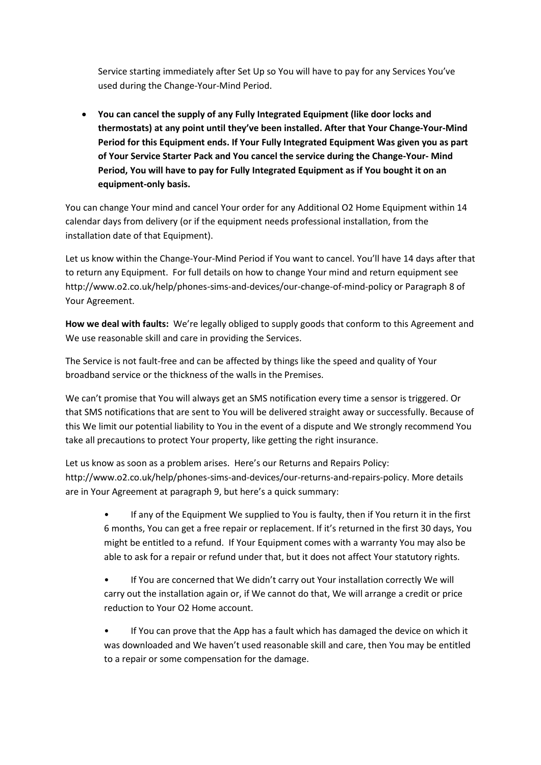Service starting immediately after Set Up so You will have to pay for any Services You've used during the Change-Your-Mind Period.

- **You can cancel the supply of any Fully Integrated Equipment (like door locks and thermostats) at any point until they've been installed. After that Your Change-Your-Mind Period for this Equipment ends. If Your Fully Integrated Equipment Was given you as part of Your Service Starter Pack and You cancel the service during the Change-Your- Mind Period, You will have to pay for Fully Integrated Equipment as if You bought it on an equipment-only basis.**

You can change Your mind and cancel Your order for any Additional O2 Home Equipment within 14 calendar days from delivery (or if the equipment needs professional installation, from the installation date of that Equipment).

Let us know within the Change-Your-Mind Period if You want to cancel. You'll have 14 days after that to return any Equipment. For full details on how to change Your mind and return equipment see http://www.o2.co.uk/help/phones-sims-and-devices/our-change-of-mind-policy or Paragraph 8 of Your Agreement.

**How we deal with faults:** We're legally obliged to supply goods that conform to this Agreement and We use reasonable skill and care in providing the Services.

The Service is not fault-free and can be affected by things like the speed and quality of Your broadband service or the thickness of the walls in the Premises.

We can't promise that You will always get an SMS notification every time a sensor is triggered. Or that SMS notifications that are sent to You will be delivered straight away or successfully. Because of this We limit our potential liability to You in the event of a dispute and We strongly recommend You take all precautions to protect Your property, like getting the right insurance.

Let us know as soon as a problem arises. Here's our Returns and Repairs Policy: http://www.o2.co.uk/help/phones-sims-and-devices/our-returns-and-repairs-policy. More details are in Your Agreement at paragraph 9, but here's a quick summary:

- If any of the Equipment We supplied to You is faulty, then if You return it in the first 6 months, You can get a free repair or replacement. If it's returned in the first 30 days, You might be entitled to a refund. If Your Equipment comes with a warranty You may also be able to ask for a repair or refund under that, but it does not affect Your statutory rights.

- If You are concerned that We didn't carry out Your installation correctly We will carry out the installation again or, if We cannot do that, We will arrange a credit or price reduction to Your O2 Home account.

- If You can prove that the App has a fault which has damaged the device on which it was downloaded and We haven't used reasonable skill and care, then You may be entitled to a repair or some compensation for the damage.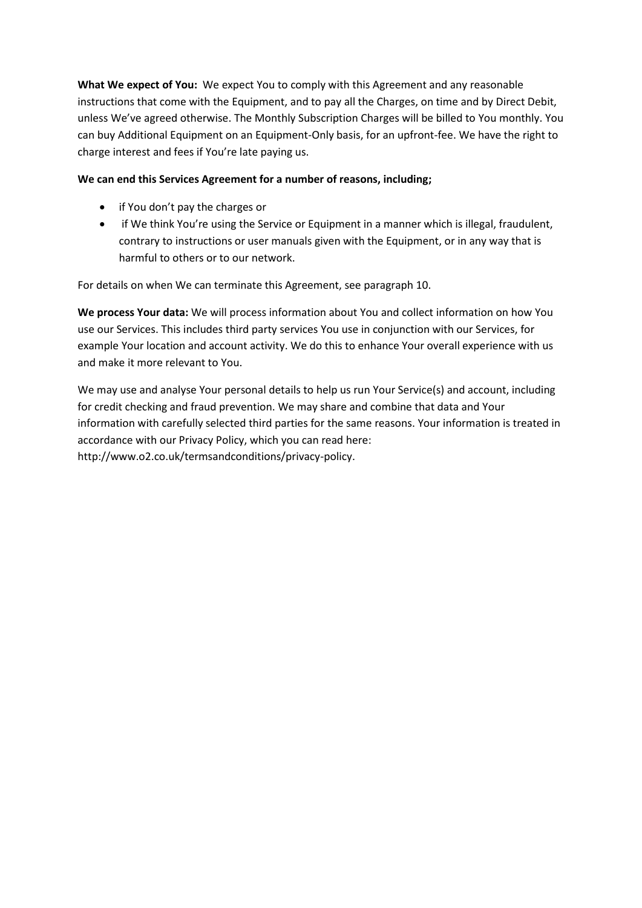**What We expect of You:** We expect You to comply with this Agreement and any reasonable instructions that come with the Equipment, and to pay all the Charges, on time and by Direct Debit, unless We've agreed otherwise. The Monthly Subscription Charges will be billed to You monthly. You can buy Additional Equipment on an Equipment-Only basis, for an upfront-fee. We have the right to charge interest and fees if You're late paying us.

**We can end this Services Agreement for a number of reasons, including;**

- if You don't pay the charges or
- if We think You're using the Service or Equipment in a manner which is illegal, fraudulent, contrary to instructions or user manuals given with the Equipment, or in any way that is harmful to others or to our network.

For details on when We can terminate this Agreement, see paragraph 10.

**We process Your data:** We will process information about You and collect information on how You use our Services. This includes third party services You use in conjunction with our Services, for example Your location and account activity. We do this to enhance Your overall experience with us and make it more relevant to You.

We may use and analyse Your personal details to help us run Your Service(s) and account, including for credit checking and fraud prevention. We may share and combine that data and Your information with carefully selected third parties for the same reasons. Your information is treated in accordance with our Privacy Policy, which you can read here: http://www.o2.co.uk/termsandconditions/privacy-policy.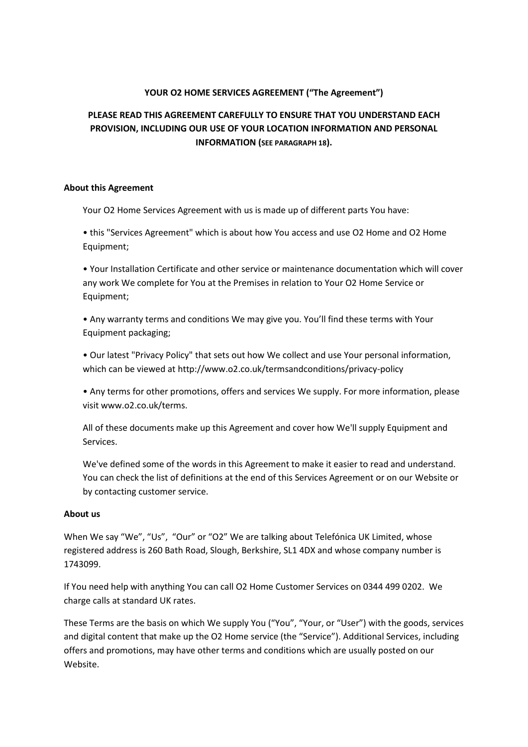**YOUR O2 HOME SERVICES AGREEMENT ("The Agreement")**

**PLEASE READ THIS AGREEMENT CAREFULLY TO ENSURE THAT YOU UNDERSTAND EACH PROVISION, INCLUDING OUR USE OF YOUR LOCATION INFORMATION AND PERSONAL INFORMATION (SEE PARAGRAPH 18).**

**About this Agreement**

Your O2 Home Services Agreement with us is made up of different parts You have:

- this "Services Agreement" which is about how You access and use O2 Home and O2 Home Equipment;
- Your Installation Certificate and other service or maintenance documentation which will cover any work We complete for You at the Premises in relation to Your O2 Home Service or Equipment;
- Any warranty terms and conditions We may give you. You'll find these terms with Your Equipment packaging;
- Our latest "Privacy Policy" that sets out how We collect and use Your personal information, which can be viewed at http://www.o2.co.uk/termsandconditions/privacy-policy
- Any terms for other promotions, offers and services We supply. For more information, please visit www.o2.co.uk/terms.

All of these documents make up this Agreement and cover how We'll supply Equipment and Services.

We've defined some of the words in this Agreement to make it easier to read and understand. You can check the list of definitions at the end of this Services Agreement or on our Website or by contacting customer service.

**About us**

When We say "We", "Us", "Our" or "O2" We are talking about Telefónica UK Limited, whose registered address is 260 Bath Road, Slough, Berkshire, SL1 4DX and whose company number is 1743099.

If You need help with anything You can call O2 Home Customer Services on 0344 499 0202. We charge calls at standard UK rates.

These Terms are the basis on which We supply You ("You", "Your, or "User") with the goods, services and digital content that make up the O2 Home service (the "Service"). Additional Services, including offers and promotions, may have other terms and conditions which are usually posted on our Website.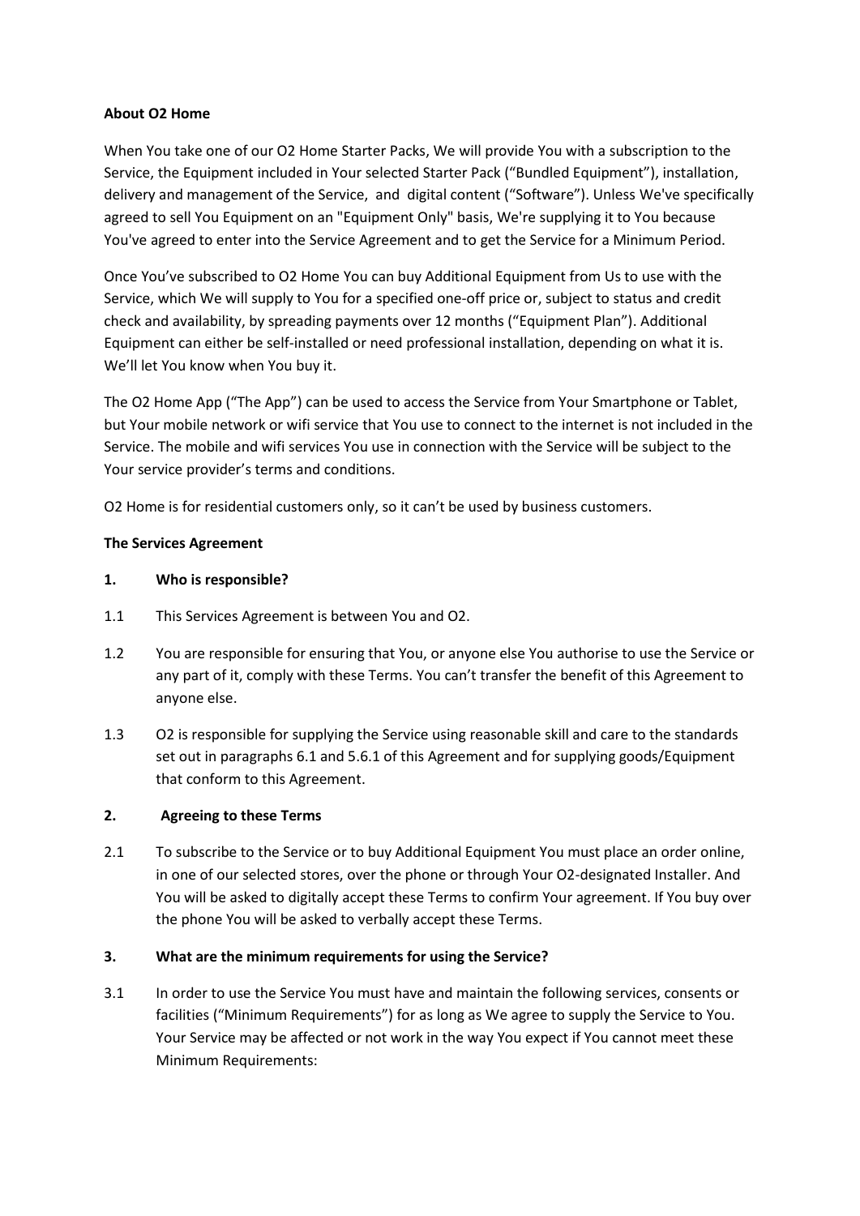**About O2 Home**

When You take one of our O2 Home Starter Packs, We will provide You with a subscription to the Service, the Equipment included in Your selected Starter Pack ("Bundled Equipment"), installation, delivery and management of the Service, and digital content ("Software"). Unless We've specifically agreed to sell You Equipment on an "Equipment Only" basis, We're supplying it to You because You've agreed to enter into the Service Agreement and to get the Service for a Minimum Period.

Once You've subscribed to O2 Home You can buy Additional Equipment from Us to use with the Service, which We will supply to You for a specified one-off price or, subject to status and credit check and availability, by spreading payments over 12 months ("Equipment Plan"). Additional Equipment can either be self-installed or need professional installation, depending on what it is. We'll let You know when You buy it.

The O2 Home App ("The App") can be used to access the Service from Your Smartphone or Tablet, but Your mobile network or wifi service that You use to connect to the internet is not included in the Service. The mobile and wifi services You use in connection with the Service will be subject to the Your service provider's terms and conditions.

O2 Home is for residential customers only, so it can't be used by business customers.

**The Services Agreement**

**1. Who is responsible?**

1.1 This Services Agreement is between You and O2.

1.2 You are responsible for ensuring that You, or anyone else You authorise to use the Service or any part of it, comply with these Terms. You can't transfer the benefit of this Agreement to anyone else.

1.3 O2 is responsible for supplying the Service using reasonable skill and care to the standards set out in paragraphs 6.1 and 5.6.1 of this Agreement and for supplying goods/Equipment that conform to this Agreement.

**2. Agreeing to these Terms**

2.1 To subscribe to the Service or to buy Additional Equipment You must place an order online, in one of our selected stores, over the phone or through Your O2-designated Installer. And You will be asked to digitally accept these Terms to confirm Your agreement. If You buy over the phone You will be asked to verbally accept these Terms.

**3. What are the minimum requirements for using the Service?**

3.1 In order to use the Service You must have and maintain the following services, consents or facilities ("Minimum Requirements") for as long as We agree to supply the Service to You. Your Service may be affected or not work in the way You expect if You cannot meet these Minimum Requirements: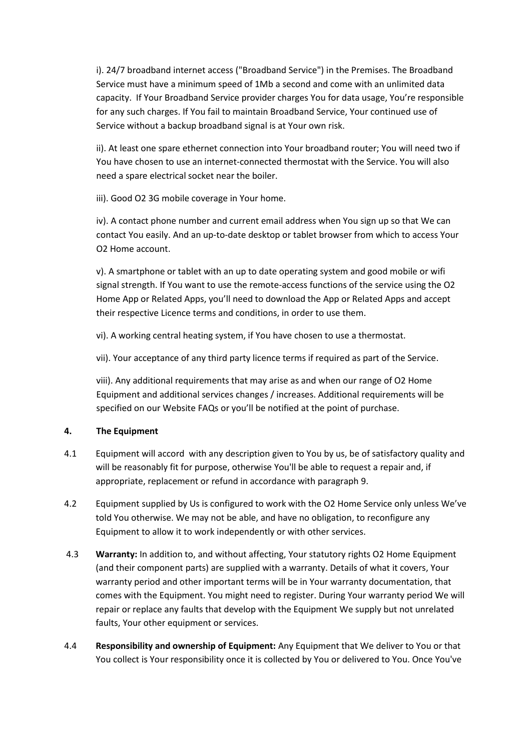i). 24/7 broadband internet access ("Broadband Service") in the Premises. The Broadband Service must have a minimum speed of 1Mb a second and come with an unlimited data capacity. If Your Broadband Service provider charges You for data usage, You're responsible for any such charges. If You fail to maintain Broadband Service, Your continued use of Service without a backup broadband signal is at Your own risk.

ii). At least one spare ethernet connection into Your broadband router; You will need two if You have chosen to use an internet-connected thermostat with the Service. You will also need a spare electrical socket near the boiler.

iii). Good O2 3G mobile coverage in Your home.

iv). A contact phone number and current email address when You sign up so that We can contact You easily. And an up-to-date desktop or tablet browser from which to access Your O2 Home account.

v). A smartphone or tablet with an up to date operating system and good mobile or wifi signal strength. If You want to use the remote-access functions of the service using the O2 Home App or Related Apps, you'll need to download the App or Related Apps and accept their respective Licence terms and conditions, in order to use them.

vi). A working central heating system, if You have chosen to use a thermostat.

vii). Your acceptance of any third party licence terms if required as part of the Service.

viii). Any additional requirements that may arise as and when our range of O2 Home Equipment and additional services changes / increases. Additional requirements will be specified on our Website FAQs or you'll be notified at the point of purchase.

## 4. The Equipment

4.1 Equipment will accord with any description given to You by us, be of satisfactory quality and will be reasonably fit for purpose, otherwise You'll be able to request a repair and, if appropriate, replacement or refund in accordance with paragraph 9.

4.2 Equipment supplied by Us is configured to work with the O2 Home Service only unless We've told You otherwise. We may not be able, and have no obligation, to reconfigure any Equipment to allow it to work independently or with other services.

4.3 **Warranty:** In addition to, and without affecting, Your statutory rights O2 Home Equipment (and their component parts) are supplied with a warranty. Details of what it covers, Your warranty period and other important terms will be in Your warranty documentation, that comes with the Equipment. You might need to register. During Your warranty period We will repair or replace any faults that develop with the Equipment We supply but not unrelated faults, Your other equipment or services.

4.4 **Responsibility and ownership of Equipment:** Any Equipment that We deliver to You or that You collect is Your responsibility once it is collected by You or delivered to You. Once You've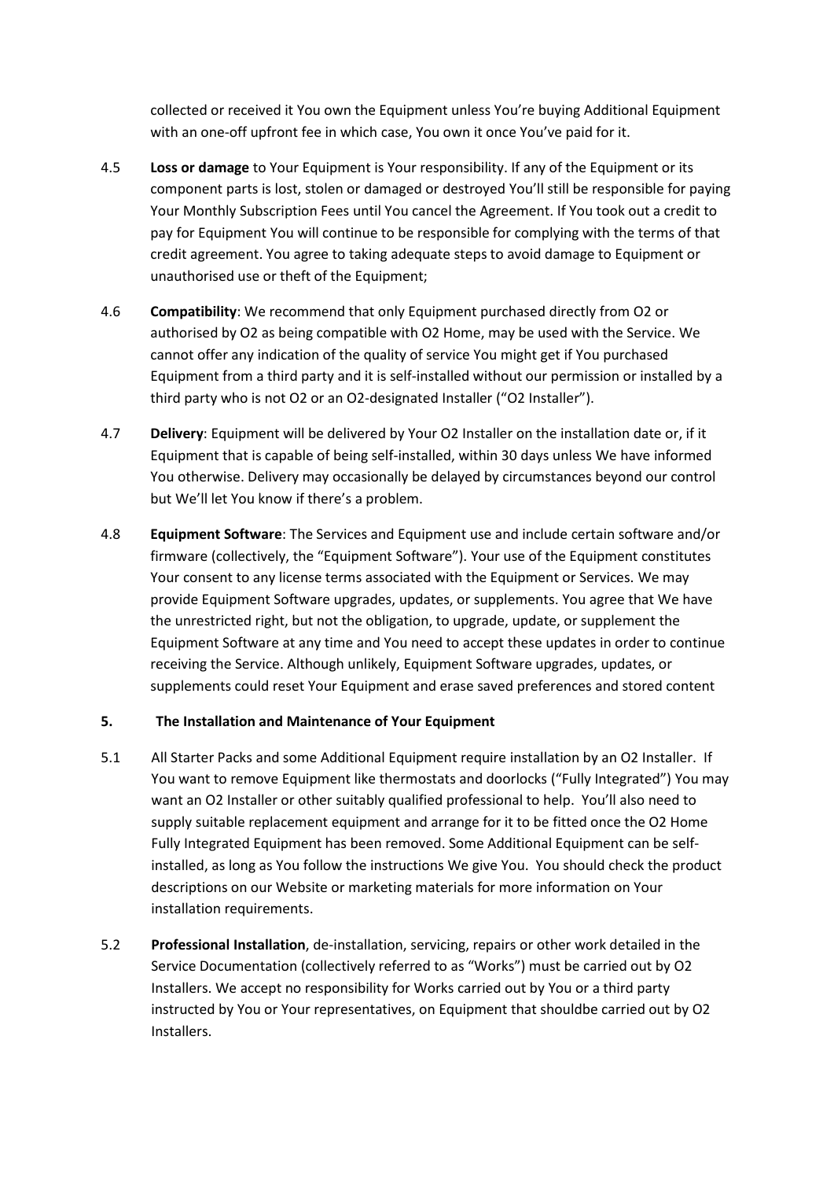collected or received it You own the Equipment unless You're buying Additional Equipment with an one-off upfront fee in which case, You own it once You've paid for it.

4.5 **Loss or damage** to Your Equipment is Your responsibility. If any of the Equipment or its component parts is lost, stolen or damaged or destroyed You'll still be responsible for paying Your Monthly Subscription Fees until You cancel the Agreement. If You took out a credit to pay for Equipment You will continue to be responsible for complying with the terms of that credit agreement. You agree to taking adequate steps to avoid damage to Equipment or unauthorised use or theft of the Equipment;

4.6 **Compatibility**: We recommend that only Equipment purchased directly from O2 or authorised by O2 as being compatible with O2 Home, may be used with the Service. We cannot offer any indication of the quality of service You might get if You purchased Equipment from a third party and it is self-installed without our permission or installed by a third party who is not O2 or an O2-designated Installer ("O2 Installer").

4.7 **Delivery**: Equipment will be delivered by Your O2 Installer on the installation date or, if it Equipment that is capable of being self-installed, within 30 days unless We have informed You otherwise. Delivery may occasionally be delayed by circumstances beyond our control but We'll let You know if there's a problem.

4.8 **Equipment Software**: The Services and Equipment use and include certain software and/or firmware (collectively, the "Equipment Software"). Your use of the Equipment constitutes Your consent to any license terms associated with the Equipment or Services. We may provide Equipment Software upgrades, updates, or supplements. You agree that We have the unrestricted right, but not the obligation, to upgrade, update, or supplement the Equipment Software at any time and You need to accept these updates in order to continue receiving the Service. Although unlikely, Equipment Software upgrades, updates, or supplements could reset Your Equipment and erase saved preferences and stored content

## 5. The Installation and Maintenance of Your Equipment

5.1 All Starter Packs and some Additional Equipment require installation by an O2 Installer. If You want to remove Equipment like thermostats and doorlocks ("Fully Integrated") You may want an O2 Installer or other suitably qualified professional to help. You'll also need to supply suitable replacement equipment and arrange for it to be fitted once the O2 Home Fully Integrated Equipment has been removed. Some Additional Equipment can be self-installed, as long as You follow the instructions We give You. You should check the product descriptions on our Website or marketing materials for more information on Your installation requirements.

5.2 **Professional Installation**, de-installation, servicing, repairs or other work detailed in the Service Documentation (collectively referred to as "Works") must be carried out by O2 Installers. We accept no responsibility for Works carried out by You or a third party instructed by You or Your representatives, on Equipment that shouldbe carried out by O2 Installers.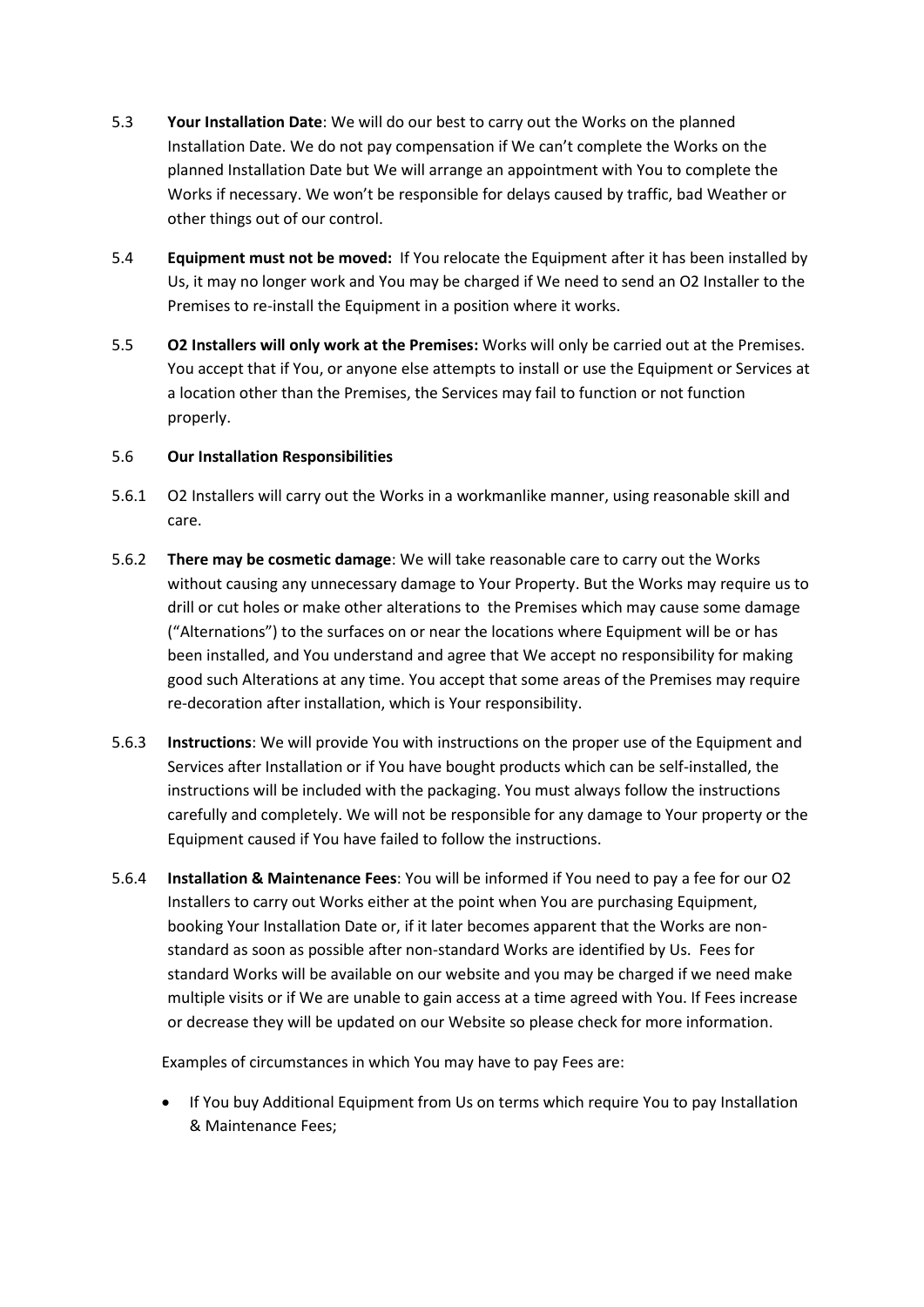5.3 **Your Installation Date**: We will do our best to carry out the Works on the planned Installation Date. We do not pay compensation if We can't complete the Works on the planned Installation Date but We will arrange an appointment with You to complete the Works if necessary. We won't be responsible for delays caused by traffic, bad Weather or other things out of our control.

5.4 **Equipment must not be moved:** If You relocate the Equipment after it has been installed by Us, it may no longer work and You may be charged if We need to send an O2 Installer to the Premises to re-install the Equipment in a position where it works.

5.5 **O2 Installers will only work at the Premises:** Works will only be carried out at the Premises. You accept that if You, or anyone else attempts to install or use the Equipment or Services at a location other than the Premises, the Services may fail to function or not function properly.

5.6 **Our Installation Responsibilities**

5.6.1 O2 Installers will carry out the Works in a workmanlike manner, using reasonable skill and care.

5.6.2 **There may be cosmetic damage**: We will take reasonable care to carry out the Works without causing any unnecessary damage to Your Property. But the Works may require us to drill or cut holes or make other alterations to the Premises which may cause some damage ("Alternations") to the surfaces on or near the locations where Equipment will be or has been installed, and You understand and agree that We accept no responsibility for making good such Alterations at any time. You accept that some areas of the Premises may require re-decoration after installation, which is Your responsibility.

5.6.3 **Instructions**: We will provide You with instructions on the proper use of the Equipment and Services after Installation or if You have bought products which can be self-installed, the instructions will be included with the packaging. You must always follow the instructions carefully and completely. We will not be responsible for any damage to Your property or the Equipment caused if You have failed to follow the instructions.

5.6.4 **Installation & Maintenance Fees**: You will be informed if You need to pay a fee for our O2 Installers to carry out Works either at the point when You are purchasing Equipment, booking Your Installation Date or, if it later becomes apparent that the Works are non-standard as soon as possible after non-standard Works are identified by Us. Fees for standard Works will be available on our website and you may be charged if we need make multiple visits or if We are unable to gain access at a time agreed with You. If Fees increase or decrease they will be updated on our Website so please check for more information.

Examples of circumstances in which You may have to pay Fees are:

- If You buy Additional Equipment from Us on terms which require You to pay Installation & Maintenance Fees;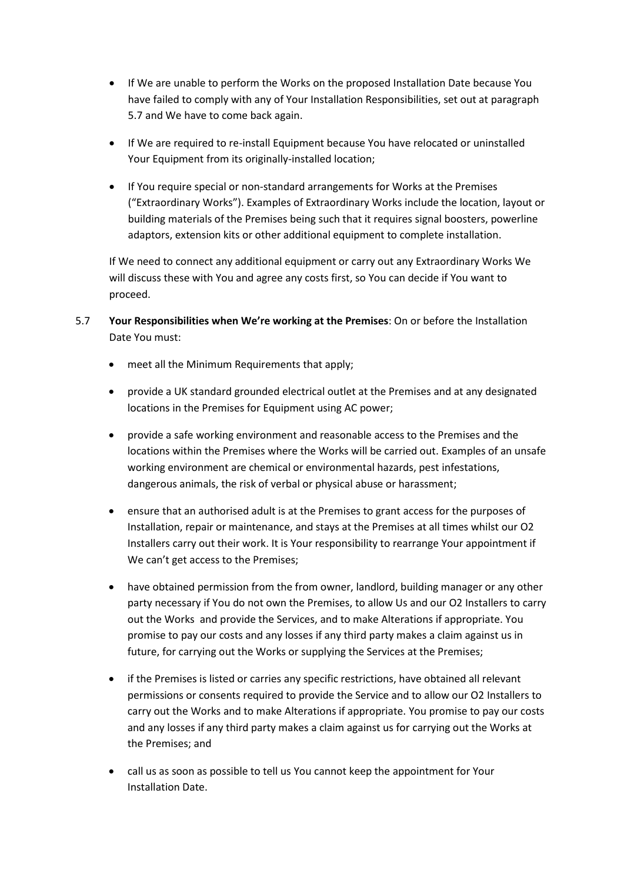- If We are unable to perform the Works on the proposed Installation Date because You have failed to comply with any of Your Installation Responsibilities, set out at paragraph 5.7 and We have to come back again.
- If We are required to re-install Equipment because You have relocated or uninstalled Your Equipment from its originally-installed location;
- If You require special or non-standard arrangements for Works at the Premises ("Extraordinary Works"). Examples of Extraordinary Works include the location, layout or building materials of the Premises being such that it requires signal boosters, powerline adaptors, extension kits or other additional equipment to complete installation.

If We need to connect any additional equipment or carry out any Extraordinary Works We will discuss these with You and agree any costs first, so You can decide if You want to proceed.

5.7 **Your Responsibilities when We're working at the Premises**: On or before the Installation Date You must:

- meet all the Minimum Requirements that apply;
- provide a UK standard grounded electrical outlet at the Premises and at any designated locations in the Premises for Equipment using AC power;
- provide a safe working environment and reasonable access to the Premises and the locations within the Premises where the Works will be carried out. Examples of an unsafe working environment are chemical or environmental hazards, pest infestations, dangerous animals, the risk of verbal or physical abuse or harassment;
- ensure that an authorised adult is at the Premises to grant access for the purposes of Installation, repair or maintenance, and stays at the Premises at all times whilst our O2 Installers carry out their work. It is Your responsibility to rearrange Your appointment if We can't get access to the Premises;
- have obtained permission from the from owner, landlord, building manager or any other party necessary if You do not own the Premises, to allow Us and our O2 Installers to carry out the Works and provide the Services, and to make Alterations if appropriate. You promise to pay our costs and any losses if any third party makes a claim against us in future, for carrying out the Works or supplying the Services at the Premises;
- if the Premises is listed or carries any specific restrictions, have obtained all relevant permissions or consents required to provide the Service and to allow our O2 Installers to carry out the Works and to make Alterations if appropriate. You promise to pay our costs and any losses if any third party makes a claim against us for carrying out the Works at the Premises; and
- call us as soon as possible to tell us You cannot keep the appointment for Your Installation Date.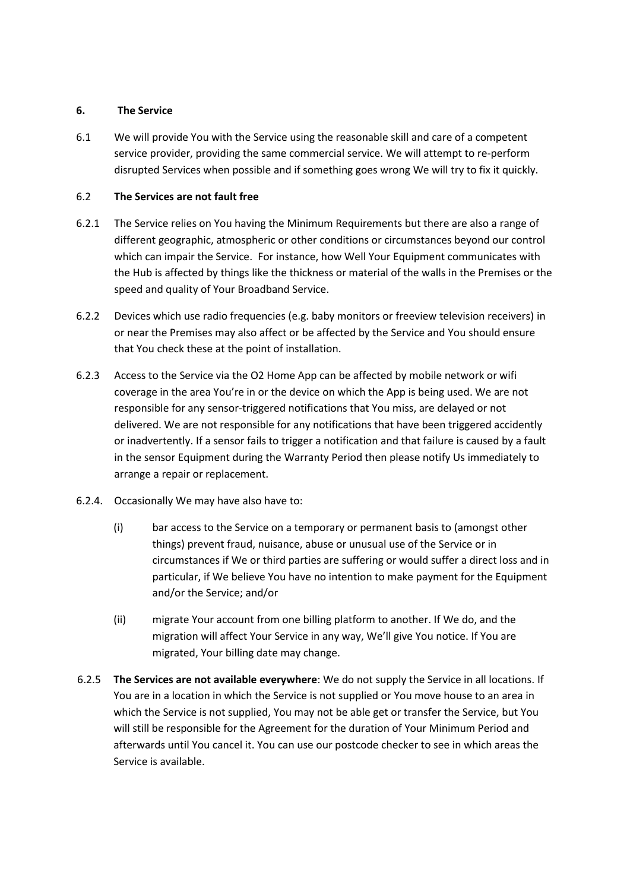**6. The Service**

6.1 We will provide You with the Service using the reasonable skill and care of a competent service provider, providing the same commercial service. We will attempt to re-perform disrupted Services when possible and if something goes wrong We will try to fix it quickly.

6.2 **The Services are not fault free**

6.2.1 The Service relies on You having the Minimum Requirements but there are also a range of different geographic, atmospheric or other conditions or circumstances beyond our control which can impair the Service. For instance, how Well Your Equipment communicates with the Hub is affected by things like the thickness or material of the walls in the Premises or the speed and quality of Your Broadband Service.

6.2.2 Devices which use radio frequencies (e.g. baby monitors or freeview television receivers) in or near the Premises may also affect or be affected by the Service and You should ensure that You check these at the point of installation.

6.2.3 Access to the Service via the O2 Home App can be affected by mobile network or wifi coverage in the area You're in or the device on which the App is being used. We are not responsible for any sensor-triggered notifications that You miss, are delayed or not delivered. We are not responsible for any notifications that have been triggered accidently or inadvertently. If a sensor fails to trigger a notification and that failure is caused by a fault in the sensor Equipment during the Warranty Period then please notify Us immediately to arrange a repair or replacement.

6.2.4. Occasionally We may have also have to:

(i) bar access to the Service on a temporary or permanent basis to (amongst other things) prevent fraud, nuisance, abuse or unusual use of the Service or in circumstances if We or third parties are suffering or would suffer a direct loss and in particular, if We believe You have no intention to make payment for the Equipment and/or the Service; and/or

(ii) migrate Your account from one billing platform to another. If We do, and the migration will affect Your Service in any way, We'll give You notice. If You are migrated, Your billing date may change.

6.2.5 **The Services are not available everywhere**: We do not supply the Service in all locations. If You are in a location in which the Service is not supplied or You move house to an area in which the Service is not supplied, You may not be able get or transfer the Service, but You will still be responsible for the Agreement for the duration of Your Minimum Period and afterwards until You cancel it. You can use our postcode checker to see in which areas the Service is available.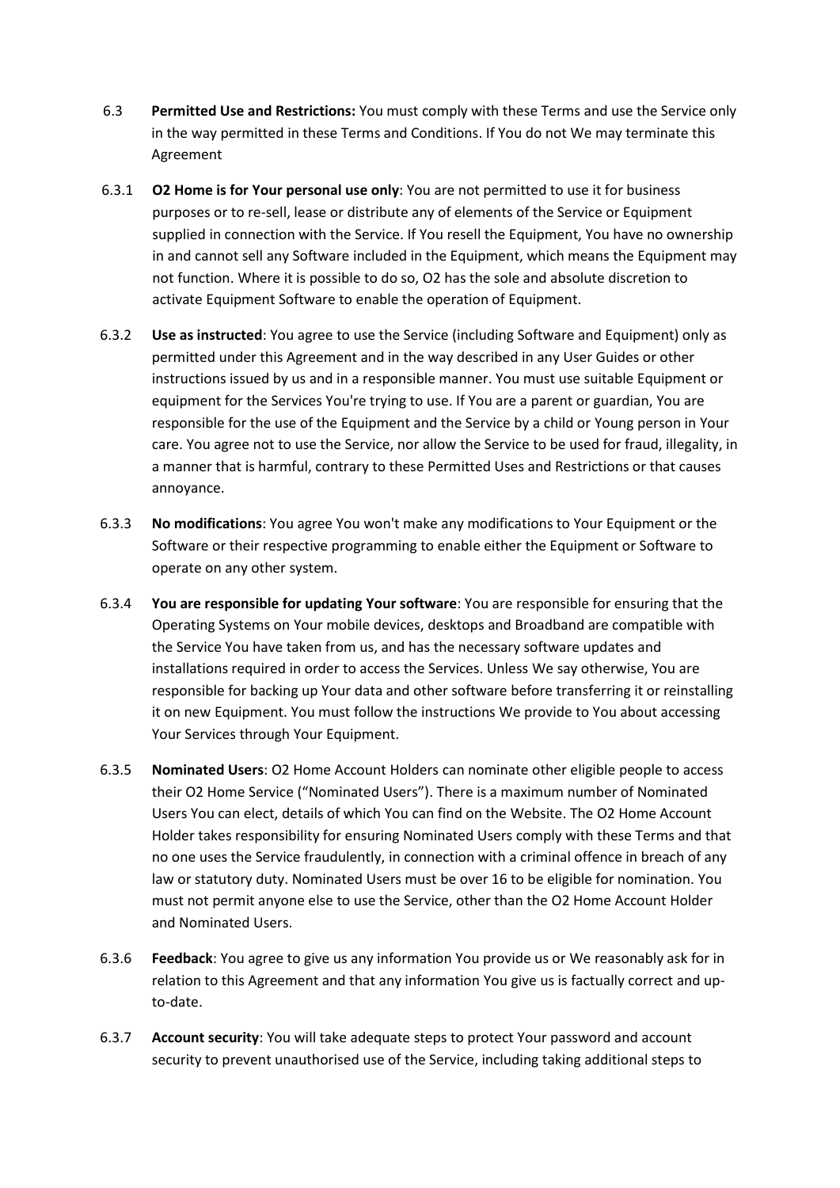6.3 **Permitted Use and Restrictions:** You must comply with these Terms and use the Service only in the way permitted in these Terms and Conditions. If You do not We may terminate this Agreement

6.3.1 **O2 Home is for Your personal use only**: You are not permitted to use it for business purposes or to re-sell, lease or distribute any of elements of the Service or Equipment supplied in connection with the Service. If You resell the Equipment, You have no ownership in and cannot sell any Software included in the Equipment, which means the Equipment may not function. Where it is possible to do so, O2 has the sole and absolute discretion to activate Equipment Software to enable the operation of Equipment.

6.3.2 **Use as instructed**: You agree to use the Service (including Software and Equipment) only as permitted under this Agreement and in the way described in any User Guides or other instructions issued by us and in a responsible manner. You must use suitable Equipment or equipment for the Services You're trying to use. If You are a parent or guardian, You are responsible for the use of the Equipment and the Service by a child or Young person in Your care. You agree not to use the Service, nor allow the Service to be used for fraud, illegality, in a manner that is harmful, contrary to these Permitted Uses and Restrictions or that causes annoyance.

6.3.3 **No modifications**: You agree You won't make any modifications to Your Equipment or the Software or their respective programming to enable either the Equipment or Software to operate on any other system.

6.3.4 **You are responsible for updating Your software**: You are responsible for ensuring that the Operating Systems on Your mobile devices, desktops and Broadband are compatible with the Service You have taken from us, and has the necessary software updates and installations required in order to access the Services. Unless We say otherwise, You are responsible for backing up Your data and other software before transferring it or reinstalling it on new Equipment. You must follow the instructions We provide to You about accessing Your Services through Your Equipment.

6.3.5 **Nominated Users**: O2 Home Account Holders can nominate other eligible people to access their O2 Home Service ("Nominated Users"). There is a maximum number of Nominated Users You can elect, details of which You can find on the Website. The O2 Home Account Holder takes responsibility for ensuring Nominated Users comply with these Terms and that no one uses the Service fraudulently, in connection with a criminal offence in breach of any law or statutory duty. Nominated Users must be over 16 to be eligible for nomination. You must not permit anyone else to use the Service, other than the O2 Home Account Holder and Nominated Users.

6.3.6 **Feedback**: You agree to give us any information You provide us or We reasonably ask for in relation to this Agreement and that any information You give us is factually correct and up-to-date.

6.3.7 **Account security**: You will take adequate steps to protect Your password and account security to prevent unauthorised use of the Service, including taking additional steps to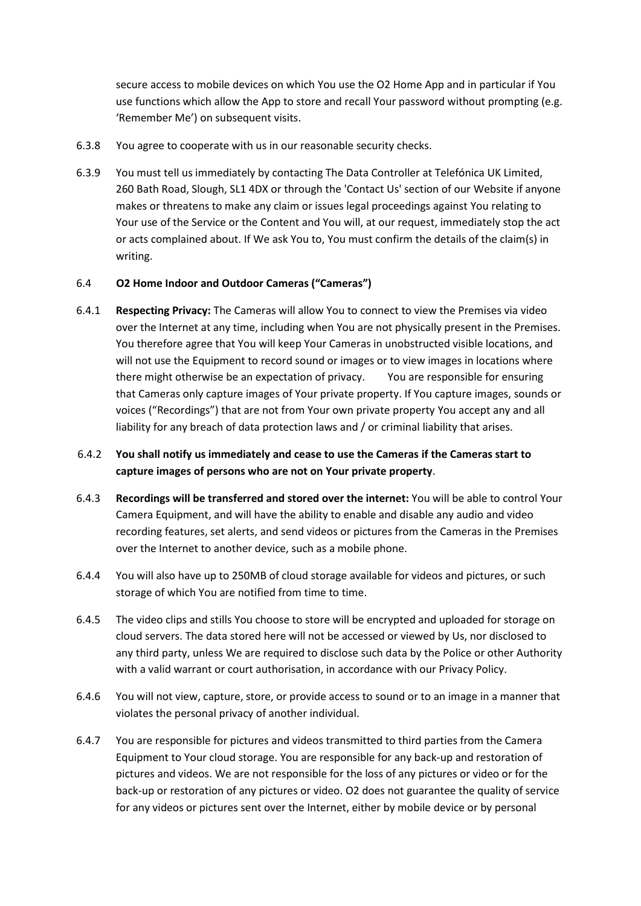secure access to mobile devices on which You use the O2 Home App and in particular if You use functions which allow the App to store and recall Your password without prompting (e.g. 'Remember Me') on subsequent visits.

6.3.8 You agree to cooperate with us in our reasonable security checks.

6.3.9 You must tell us immediately by contacting The Data Controller at Telefónica UK Limited, 260 Bath Road, Slough, SL1 4DX or through the 'Contact Us' section of our Website if anyone makes or threatens to make any claim or issues legal proceedings against You relating to Your use of the Service or the Content and You will, at our request, immediately stop the act or acts complained about. If We ask You to, You must confirm the details of the claim(s) in writing.

6.4 **O2 Home Indoor and Outdoor Cameras ("Cameras")**

6.4.1 **Respecting Privacy:** The Cameras will allow You to connect to view the Premises via video over the Internet at any time, including when You are not physically present in the Premises. You therefore agree that You will keep Your Cameras in unobstructed visible locations, and will not use the Equipment to record sound or images or to view images in locations where there might otherwise be an expectation of privacy. You are responsible for ensuring that Cameras only capture images of Your private property. If You capture images, sounds or voices ("Recordings") that are not from Your own private property You accept any and all liability for any breach of data protection laws and / or criminal liability that arises.

6.4.2 **You shall notify us immediately and cease to use the Cameras if the Cameras start to capture images of persons who are not on Your private property**.

6.4.3 **Recordings will be transferred and stored over the internet:** You will be able to control Your Camera Equipment, and will have the ability to enable and disable any audio and video recording features, set alerts, and send videos or pictures from the Cameras in the Premises over the Internet to another device, such as a mobile phone.

6.4.4 You will also have up to 250MB of cloud storage available for videos and pictures, or such storage of which You are notified from time to time.

6.4.5 The video clips and stills You choose to store will be encrypted and uploaded for storage on cloud servers. The data stored here will not be accessed or viewed by Us, nor disclosed to any third party, unless We are required to disclose such data by the Police or other Authority with a valid warrant or court authorisation, in accordance with our Privacy Policy.

6.4.6 You will not view, capture, store, or provide access to sound or to an image in a manner that violates the personal privacy of another individual.

6.4.7 You are responsible for pictures and videos transmitted to third parties from the Camera Equipment to Your cloud storage. You are responsible for any back-up and restoration of pictures and videos. We are not responsible for the loss of any pictures or video or for the back-up or restoration of any pictures or video. O2 does not guarantee the quality of service for any videos or pictures sent over the Internet, either by mobile device or by personal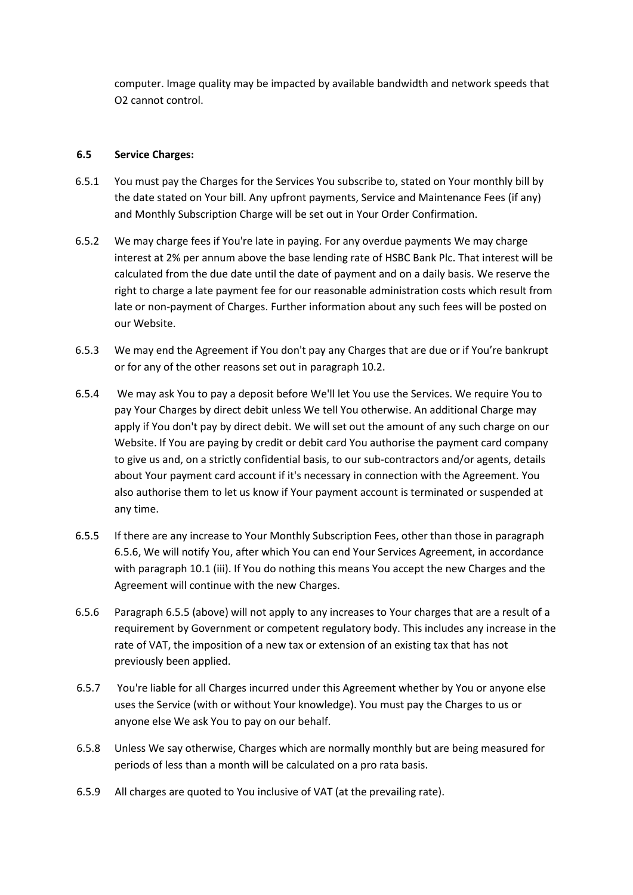computer. Image quality may be impacted by available bandwidth and network speeds that O2 cannot control.

**6.5 Service Charges:**

6.5.1 You must pay the Charges for the Services You subscribe to, stated on Your monthly bill by the date stated on Your bill. Any upfront payments, Service and Maintenance Fees (if any) and Monthly Subscription Charge will be set out in Your Order Confirmation.

6.5.2 We may charge fees if You're late in paying. For any overdue payments We may charge interest at 2% per annum above the base lending rate of HSBC Bank Plc. That interest will be calculated from the due date until the date of payment and on a daily basis. We reserve the right to charge a late payment fee for our reasonable administration costs which result from late or non-payment of Charges. Further information about any such fees will be posted on our Website.

6.5.3 We may end the Agreement if You don't pay any Charges that are due or if You're bankrupt or for any of the other reasons set out in paragraph 10.2.

6.5.4 We may ask You to pay a deposit before We'll let You use the Services. We require You to pay Your Charges by direct debit unless We tell You otherwise. An additional Charge may apply if You don't pay by direct debit. We will set out the amount of any such charge on our Website. If You are paying by credit or debit card You authorise the payment card company to give us and, on a strictly confidential basis, to our sub-contractors and/or agents, details about Your payment card account if it's necessary in connection with the Agreement. You also authorise them to let us know if Your payment account is terminated or suspended at any time.

6.5.5 If there are any increase to Your Monthly Subscription Fees, other than those in paragraph 6.5.6, We will notify You, after which You can end Your Services Agreement, in accordance with paragraph 10.1 (iii). If You do nothing this means You accept the new Charges and the Agreement will continue with the new Charges.

6.5.6 Paragraph 6.5.5 (above) will not apply to any increases to Your charges that are a result of a requirement by Government or competent regulatory body. This includes any increase in the rate of VAT, the imposition of a new tax or extension of an existing tax that has not previously been applied.

6.5.7 You're liable for all Charges incurred under this Agreement whether by You or anyone else uses the Service (with or without Your knowledge). You must pay the Charges to us or anyone else We ask You to pay on our behalf.

6.5.8 Unless We say otherwise, Charges which are normally monthly but are being measured for periods of less than a month will be calculated on a pro rata basis.

6.5.9 All charges are quoted to You inclusive of VAT (at the prevailing rate).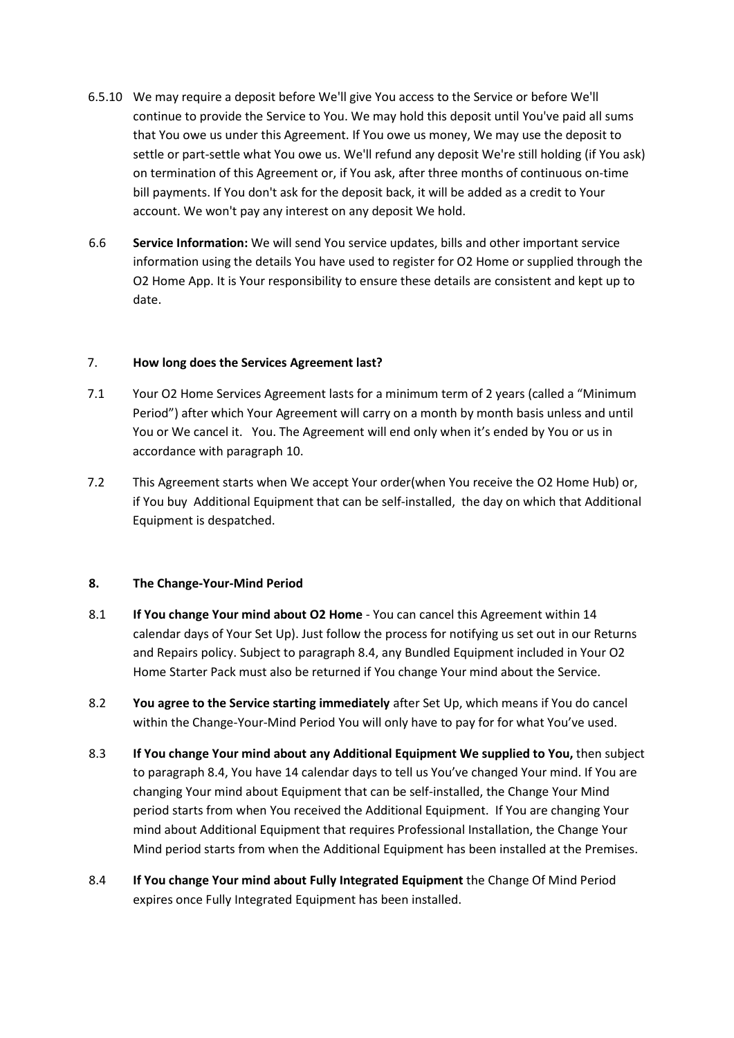6.5.10 We may require a deposit before We'll give You access to the Service or before We'll continue to provide the Service to You. We may hold this deposit until You've paid all sums that You owe us under this Agreement. If You owe us money, We may use the deposit to settle or part-settle what You owe us. We'll refund any deposit We're still holding (if You ask) on termination of this Agreement or, if You ask, after three months of continuous on-time bill payments. If You don't ask for the deposit back, it will be added as a credit to Your account. We won't pay any interest on any deposit We hold.

6.6 **Service Information:** We will send You service updates, bills and other important service information using the details You have used to register for O2 Home or supplied through the O2 Home App. It is Your responsibility to ensure these details are consistent and kept up to date.

7. **How long does the Services Agreement last?**

7.1 Your O2 Home Services Agreement lasts for a minimum term of 2 years (called a "Minimum Period") after which Your Agreement will carry on a month by month basis unless and until You or We cancel it. You. The Agreement will end only when it's ended by You or us in accordance with paragraph 10.

7.2 This Agreement starts when We accept Your order(when You receive the O2 Home Hub) or, if You buy Additional Equipment that can be self-installed, the day on which that Additional Equipment is despatched.

**8. The Change-Your-Mind Period**

8.1 **If You change Your mind about O2 Home** - You can cancel this Agreement within 14 calendar days of Your Set Up). Just follow the process for notifying us set out in our Returns and Repairs policy. Subject to paragraph 8.4, any Bundled Equipment included in Your O2 Home Starter Pack must also be returned if You change Your mind about the Service.

8.2 **You agree to the Service starting immediately** after Set Up, which means if You do cancel within the Change-Your-Mind Period You will only have to pay for for what You've used.

8.3 **If You change Your mind about any Additional Equipment We supplied to You,** then subject to paragraph 8.4, You have 14 calendar days to tell us You've changed Your mind. If You are changing Your mind about Equipment that can be self-installed, the Change Your Mind period starts from when You received the Additional Equipment. If You are changing Your mind about Additional Equipment that requires Professional Installation, the Change Your Mind period starts from when the Additional Equipment has been installed at the Premises.

8.4 **If You change Your mind about Fully Integrated Equipment** the Change Of Mind Period expires once Fully Integrated Equipment has been installed.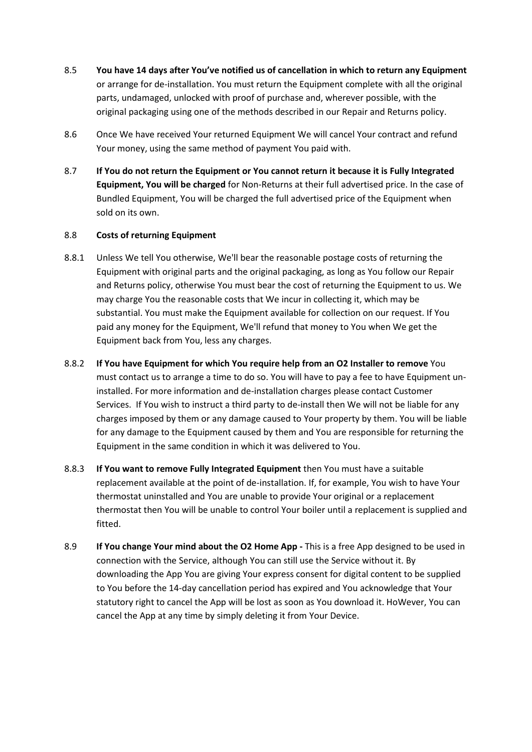8.5 **You have 14 days after You've notified us of cancellation in which to return any Equipment** or arrange for de-installation. You must return the Equipment complete with all the original parts, undamaged, unlocked with proof of purchase and, wherever possible, with the original packaging using one of the methods described in our Repair and Returns policy.

8.6 Once We have received Your returned Equipment We will cancel Your contract and refund Your money, using the same method of payment You paid with.

8.7 **If You do not return the Equipment or You cannot return it because it is Fully Integrated Equipment, You will be charged** for Non-Returns at their full advertised price. In the case of Bundled Equipment, You will be charged the full advertised price of the Equipment when sold on its own.

8.8 **Costs of returning Equipment**

8.8.1 Unless We tell You otherwise, We'll bear the reasonable postage costs of returning the Equipment with original parts and the original packaging, as long as You follow our Repair and Returns policy, otherwise You must bear the cost of returning the Equipment to us. We may charge You the reasonable costs that We incur in collecting it, which may be substantial. You must make the Equipment available for collection on our request. If You paid any money for the Equipment, We'll refund that money to You when We get the Equipment back from You, less any charges.

8.8.2 **If You have Equipment for which You require help from an O2 Installer to remove** You must contact us to arrange a time to do so. You will have to pay a fee to have Equipment un-installed. For more information and de-installation charges please contact Customer Services. If You wish to instruct a third party to de-install then We will not be liable for any charges imposed by them or any damage caused to Your property by them. You will be liable for any damage to the Equipment caused by them and You are responsible for returning the Equipment in the same condition in which it was delivered to You.

8.8.3 **If You want to remove Fully Integrated Equipment** then You must have a suitable replacement available at the point of de-installation. If, for example, You wish to have Your thermostat uninstalled and You are unable to provide Your original or a replacement thermostat then You will be unable to control Your boiler until a replacement is supplied and fitted.

8.9 **If You change Your mind about the O2 Home App -** This is a free App designed to be used in connection with the Service, although You can still use the Service without it. By downloading the App You are giving Your express consent for digital content to be supplied to You before the 14-day cancellation period has expired and You acknowledge that Your statutory right to cancel the App will be lost as soon as You download it. HoWever, You can cancel the App at any time by simply deleting it from Your Device.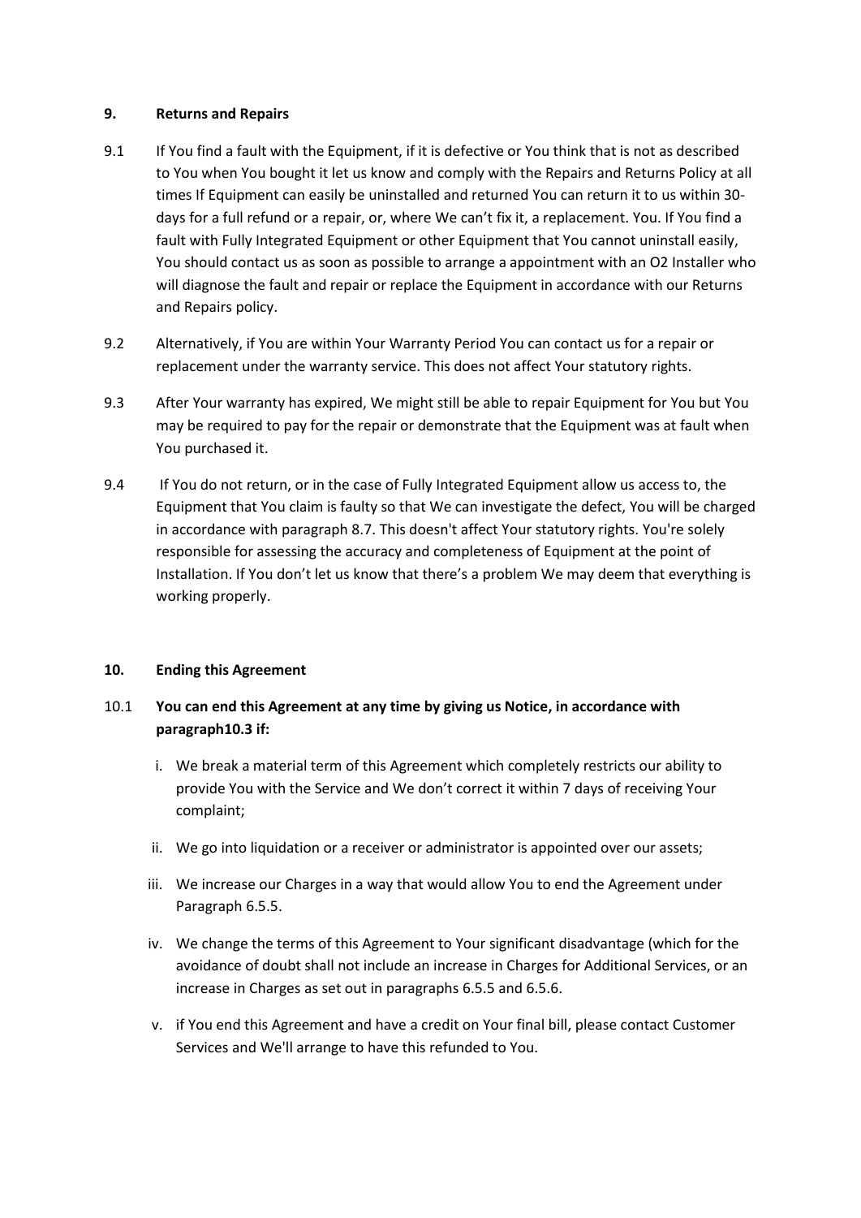**9. Returns and Repairs**

9.1 If You find a fault with the Equipment, if it is defective or You think that is not as described to You when You bought it let us know and comply with the Repairs and Returns Policy at all times If Equipment can easily be uninstalled and returned You can return it to us within 30-days for a full refund or a repair, or, where We can't fix it, a replacement. You. If You find a fault with Fully Integrated Equipment or other Equipment that You cannot uninstall easily, You should contact us as soon as possible to arrange a appointment with an O2 Installer who will diagnose the fault and repair or replace the Equipment in accordance with our Returns and Repairs policy.

9.2 Alternatively, if You are within Your Warranty Period You can contact us for a repair or replacement under the warranty service. This does not affect Your statutory rights.

9.3 After Your warranty has expired, We might still be able to repair Equipment for You but You may be required to pay for the repair or demonstrate that the Equipment was at fault when You purchased it.

9.4 If You do not return, or in the case of Fully Integrated Equipment allow us access to, the Equipment that You claim is faulty so that We can investigate the defect, You will be charged in accordance with paragraph 8.7. This doesn't affect Your statutory rights. You're solely responsible for assessing the accuracy and completeness of Equipment at the point of Installation. If You don't let us know that there's a problem We may deem that everything is working properly.

**10. Ending this Agreement**

10.1 **You can end this Agreement at any time by giving us Notice, in accordance with paragraph10.3 if:**

i. We break a material term of this Agreement which completely restricts our ability to provide You with the Service and We don't correct it within 7 days of receiving Your complaint;

ii. We go into liquidation or a receiver or administrator is appointed over our assets;

iii. We increase our Charges in a way that would allow You to end the Agreement under Paragraph 6.5.5.

iv. We change the terms of this Agreement to Your significant disadvantage (which for the avoidance of doubt shall not include an increase in Charges for Additional Services, or an increase in Charges as set out in paragraphs 6.5.5 and 6.5.6.

v. if You end this Agreement and have a credit on Your final bill, please contact Customer Services and We'll arrange to have this refunded to You.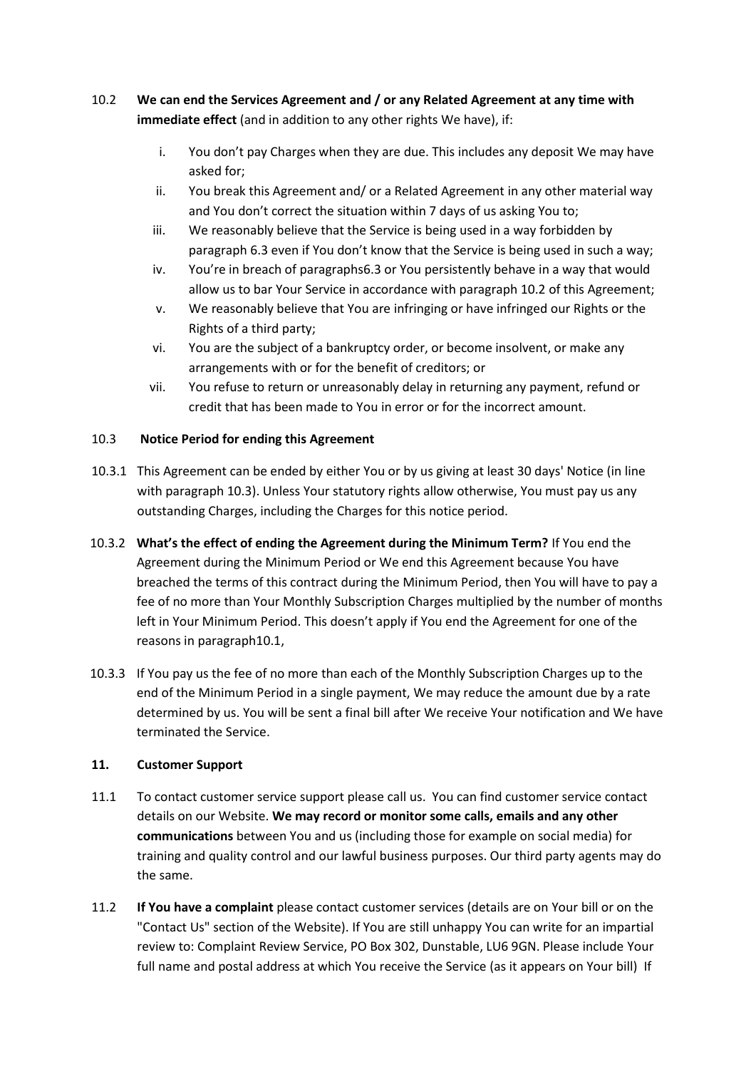10.2 **We can end the Services Agreement and / or any Related Agreement at any time with immediate effect** (and in addition to any other rights We have), if:

i. You don't pay Charges when they are due. This includes any deposit We may have asked for;

ii. You break this Agreement and/ or a Related Agreement in any other material way and You don't correct the situation within 7 days of us asking You to;

iii. We reasonably believe that the Service is being used in a way forbidden by paragraph 6.3 even if You don't know that the Service is being used in such a way;

iv. You're in breach of paragraphs6.3 or You persistently behave in a way that would allow us to bar Your Service in accordance with paragraph 10.2 of this Agreement;

v. We reasonably believe that You are infringing or have infringed our Rights or the Rights of a third party;

vi. You are the subject of a bankruptcy order, or become insolvent, or make any arrangements with or for the benefit of creditors; or

vii. You refuse to return or unreasonably delay in returning any payment, refund or credit that has been made to You in error or for the incorrect amount.

10.3 **Notice Period for ending this Agreement**

10.3.1 This Agreement can be ended by either You or by us giving at least 30 days' Notice (in line with paragraph 10.3). Unless Your statutory rights allow otherwise, You must pay us any outstanding Charges, including the Charges for this notice period.

10.3.2 **What's the effect of ending the Agreement during the Minimum Term?** If You end the Agreement during the Minimum Period or We end this Agreement because You have breached the terms of this contract during the Minimum Period, then You will have to pay a fee of no more than Your Monthly Subscription Charges multiplied by the number of months left in Your Minimum Period. This doesn't apply if You end the Agreement for one of the reasons in paragraph10.1,

10.3.3 If You pay us the fee of no more than each of the Monthly Subscription Charges up to the end of the Minimum Period in a single payment, We may reduce the amount due by a rate determined by us. You will be sent a final bill after We receive Your notification and We have terminated the Service.

**11. Customer Support**

11.1 To contact customer service support please call us. You can find customer service contact details on our Website. **We may record or monitor some calls, emails and any other communications** between You and us (including those for example on social media) for training and quality control and our lawful business purposes. Our third party agents may do the same.

11.2 **If You have a complaint** please contact customer services (details are on Your bill or on the "Contact Us" section of the Website). If You are still unhappy You can write for an impartial review to: Complaint Review Service, PO Box 302, Dunstable, LU6 9GN. Please include Your full name and postal address at which You receive the Service (as it appears on Your bill) If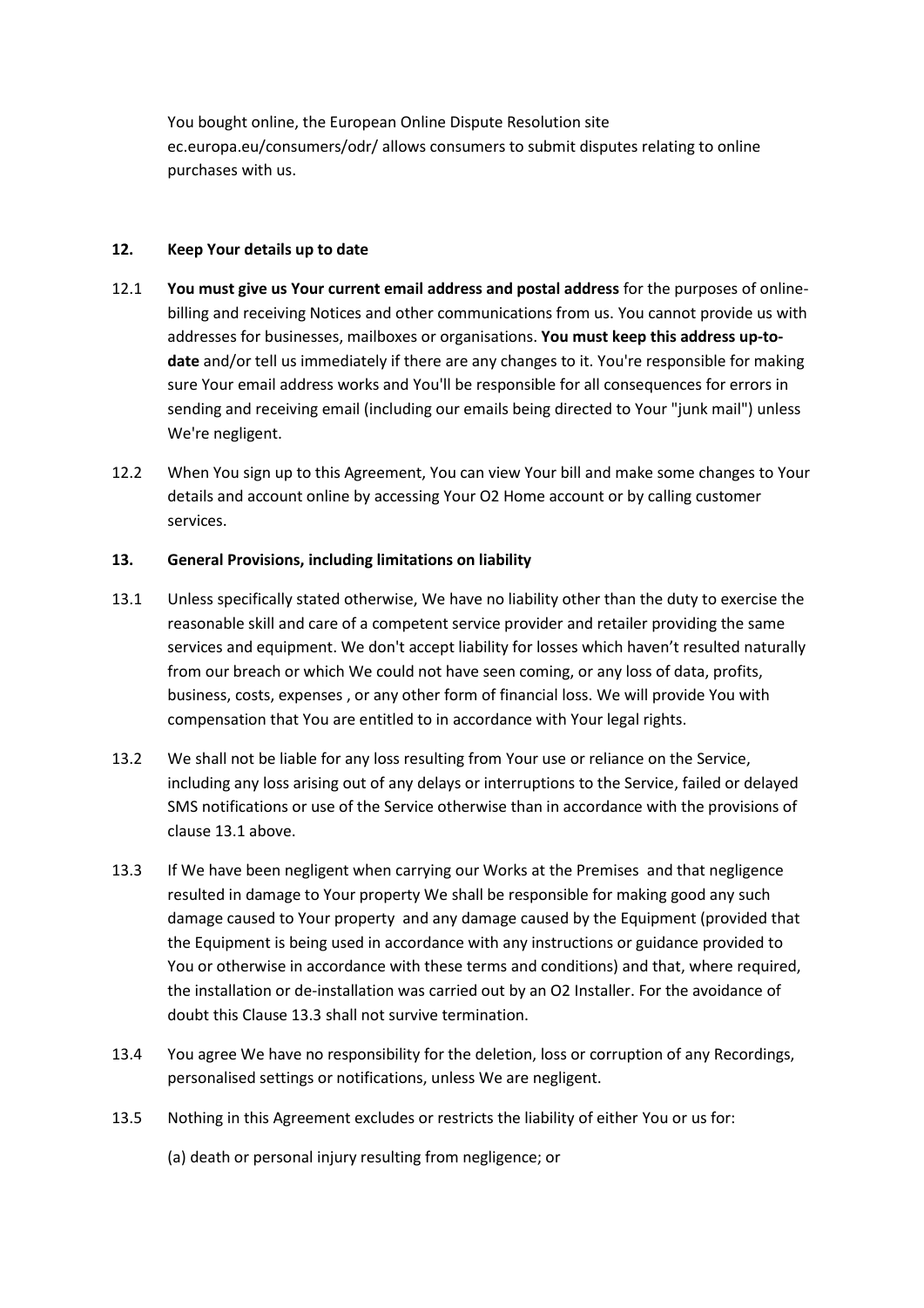You bought online, the European Online Dispute Resolution site ec.europa.eu/consumers/odr/ allows consumers to submit disputes relating to online purchases with us.

## 12. Keep Your details up to date

12.1 **You must give us Your current email address and postal address** for the purposes of online-billing and receiving Notices and other communications from us. You cannot provide us with addresses for businesses, mailboxes or organisations. **You must keep this address up-to-date** and/or tell us immediately if there are any changes to it. You're responsible for making sure Your email address works and You'll be responsible for all consequences for errors in sending and receiving email (including our emails being directed to Your "junk mail") unless We're negligent.

12.2 When You sign up to this Agreement, You can view Your bill and make some changes to Your details and account online by accessing Your O2 Home account or by calling customer services.

## 13. General Provisions, including limitations on liability

13.1 Unless specifically stated otherwise, We have no liability other than the duty to exercise the reasonable skill and care of a competent service provider and retailer providing the same services and equipment. We don't accept liability for losses which haven't resulted naturally from our breach or which We could not have seen coming, or any loss of data, profits, business, costs, expenses , or any other form of financial loss. We will provide You with compensation that You are entitled to in accordance with Your legal rights.

13.2 We shall not be liable for any loss resulting from Your use or reliance on the Service, including any loss arising out of any delays or interruptions to the Service, failed or delayed SMS notifications or use of the Service otherwise than in accordance with the provisions of clause 13.1 above.

13.3 If We have been negligent when carrying our Works at the Premises and that negligence resulted in damage to Your property We shall be responsible for making good any such damage caused to Your property and any damage caused by the Equipment (provided that the Equipment is being used in accordance with any instructions or guidance provided to You or otherwise in accordance with these terms and conditions) and that, where required, the installation or de-installation was carried out by an O2 Installer. For the avoidance of doubt this Clause 13.3 shall not survive termination.

13.4 You agree We have no responsibility for the deletion, loss or corruption of any Recordings, personalised settings or notifications, unless We are negligent.

13.5 Nothing in this Agreement excludes or restricts the liability of either You or us for:

(a) death or personal injury resulting from negligence; or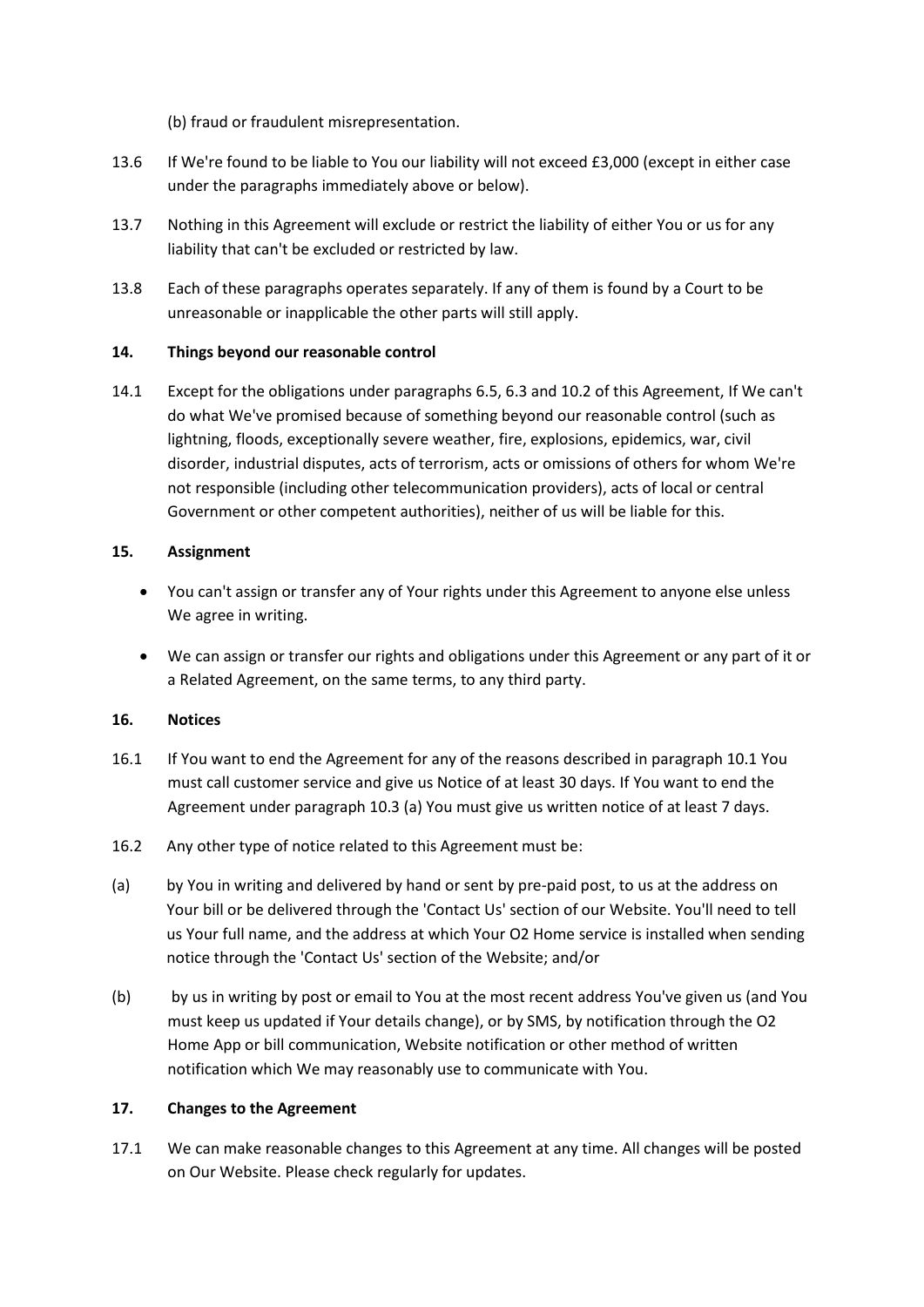(b) fraud or fraudulent misrepresentation.

13.6 If We're found to be liable to You our liability will not exceed £3,000 (except in either case under the paragraphs immediately above or below).

13.7 Nothing in this Agreement will exclude or restrict the liability of either You or us for any liability that can't be excluded or restricted by law.

13.8 Each of these paragraphs operates separately. If any of them is found by a Court to be unreasonable or inapplicable the other parts will still apply.

**14. Things beyond our reasonable control**

14.1 Except for the obligations under paragraphs 6.5, 6.3 and 10.2 of this Agreement, If We can't do what We've promised because of something beyond our reasonable control (such as lightning, floods, exceptionally severe weather, fire, explosions, epidemics, war, civil disorder, industrial disputes, acts of terrorism, acts or omissions of others for whom We're not responsible (including other telecommunication providers), acts of local or central Government or other competent authorities), neither of us will be liable for this.

**15. Assignment**

- You can't assign or transfer any of Your rights under this Agreement to anyone else unless We agree in writing.
- We can assign or transfer our rights and obligations under this Agreement or any part of it or a Related Agreement, on the same terms, to any third party.

**16. Notices**

16.1 If You want to end the Agreement for any of the reasons described in paragraph 10.1 You must call customer service and give us Notice of at least 30 days. If You want to end the Agreement under paragraph 10.3 (a) You must give us written notice of at least 7 days.

16.2 Any other type of notice related to this Agreement must be:

(a) by You in writing and delivered by hand or sent by pre-paid post, to us at the address on Your bill or be delivered through the 'Contact Us' section of our Website. You'll need to tell us Your full name, and the address at which Your O2 Home service is installed when sending notice through the 'Contact Us' section of the Website; and/or

(b) by us in writing by post or email to You at the most recent address You've given us (and You must keep us updated if Your details change), or by SMS, by notification through the O2 Home App or bill communication, Website notification or other method of written notification which We may reasonably use to communicate with You.

**17. Changes to the Agreement**

17.1 We can make reasonable changes to this Agreement at any time. All changes will be posted on Our Website. Please check regularly for updates.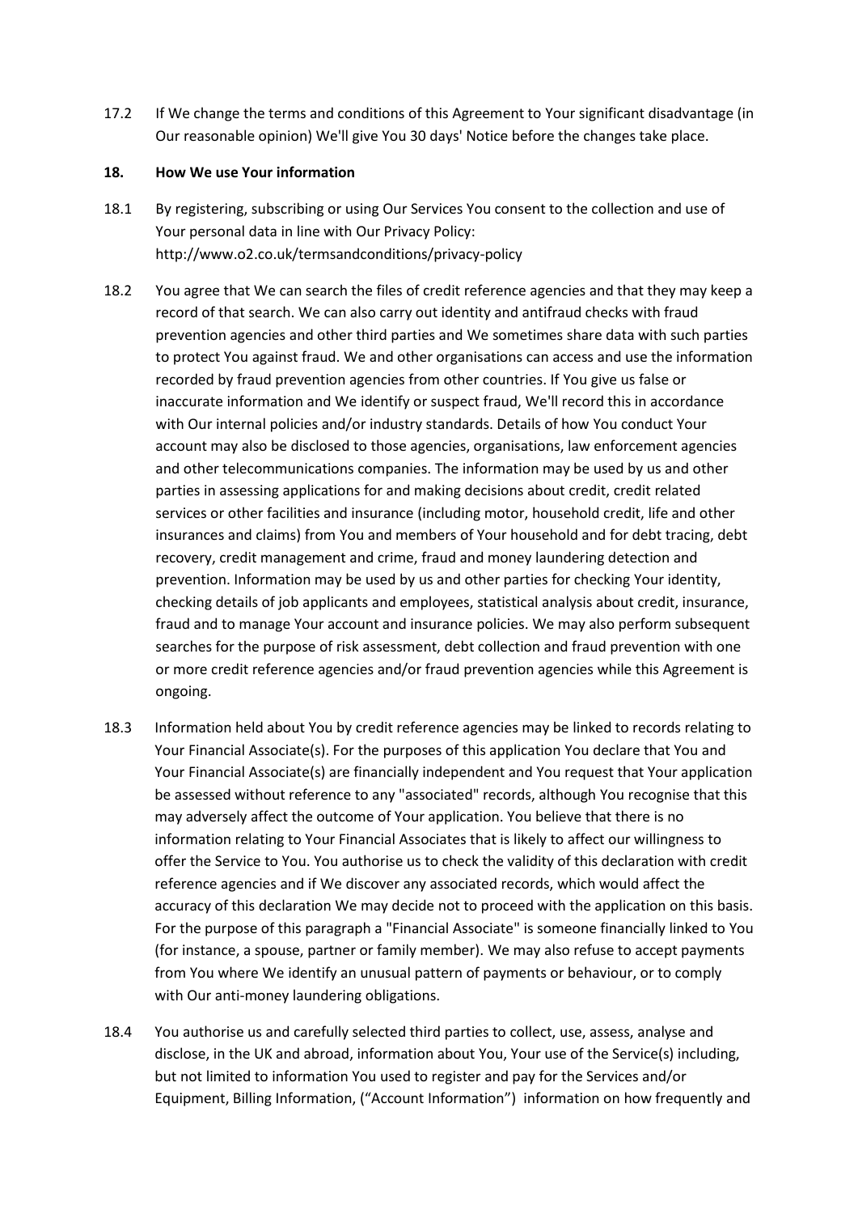17.2 If We change the terms and conditions of this Agreement to Your significant disadvantage (in Our reasonable opinion) We'll give You 30 days' Notice before the changes take place.

**18. How We use Your information**

18.1 By registering, subscribing or using Our Services You consent to the collection and use of Your personal data in line with Our Privacy Policy: http://www.o2.co.uk/termsandconditions/privacy-policy

18.2 You agree that We can search the files of credit reference agencies and that they may keep a record of that search. We can also carry out identity and antifraud checks with fraud prevention agencies and other third parties and We sometimes share data with such parties to protect You against fraud. We and other organisations can access and use the information recorded by fraud prevention agencies from other countries. If You give us false or inaccurate information and We identify or suspect fraud, We'll record this in accordance with Our internal policies and/or industry standards. Details of how You conduct Your account may also be disclosed to those agencies, organisations, law enforcement agencies and other telecommunications companies. The information may be used by us and other parties in assessing applications for and making decisions about credit, credit related services or other facilities and insurance (including motor, household credit, life and other insurances and claims) from You and members of Your household and for debt tracing, debt recovery, credit management and crime, fraud and money laundering detection and prevention. Information may be used by us and other parties for checking Your identity, checking details of job applicants and employees, statistical analysis about credit, insurance, fraud and to manage Your account and insurance policies. We may also perform subsequent searches for the purpose of risk assessment, debt collection and fraud prevention with one or more credit reference agencies and/or fraud prevention agencies while this Agreement is ongoing.

18.3 Information held about You by credit reference agencies may be linked to records relating to Your Financial Associate(s). For the purposes of this application You declare that You and Your Financial Associate(s) are financially independent and You request that Your application be assessed without reference to any "associated" records, although You recognise that this may adversely affect the outcome of Your application. You believe that there is no information relating to Your Financial Associates that is likely to affect our willingness to offer the Service to You. You authorise us to check the validity of this declaration with credit reference agencies and if We discover any associated records, which would affect the accuracy of this declaration We may decide not to proceed with the application on this basis. For the purpose of this paragraph a "Financial Associate" is someone financially linked to You (for instance, a spouse, partner or family member). We may also refuse to accept payments from You where We identify an unusual pattern of payments or behaviour, or to comply with Our anti-money laundering obligations.

18.4 You authorise us and carefully selected third parties to collect, use, assess, analyse and disclose, in the UK and abroad, information about You, Your use of the Service(s) including, but not limited to information You used to register and pay for the Services and/or Equipment, Billing Information, ("Account Information") information on how frequently and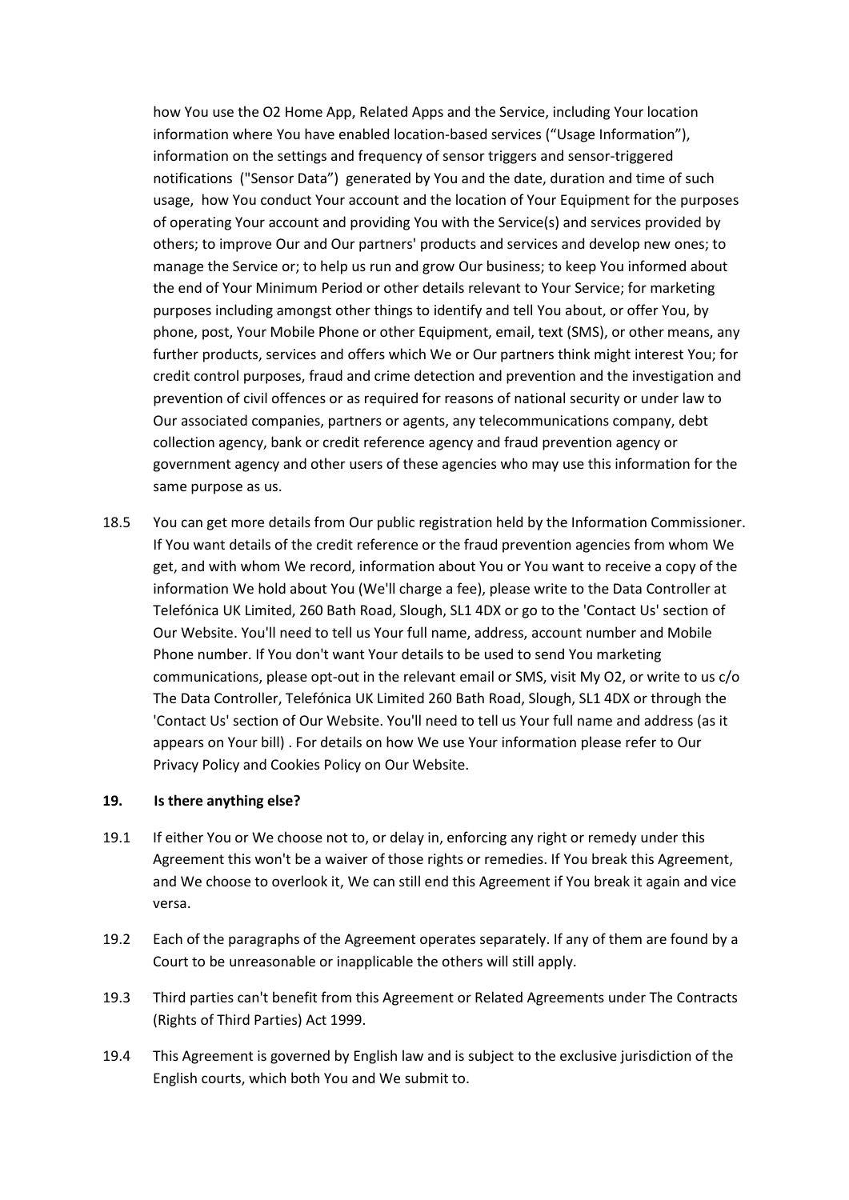how You use the O2 Home App, Related Apps and the Service, including Your location information where You have enabled location-based services ("Usage Information"), information on the settings and frequency of sensor triggers and sensor-triggered notifications ("Sensor Data") generated by You and the date, duration and time of such usage, how You conduct Your account and the location of Your Equipment for the purposes of operating Your account and providing You with the Service(s) and services provided by others; to improve Our and Our partners' products and services and develop new ones; to manage the Service or; to help us run and grow Our business; to keep You informed about the end of Your Minimum Period or other details relevant to Your Service; for marketing purposes including amongst other things to identify and tell You about, or offer You, by phone, post, Your Mobile Phone or other Equipment, email, text (SMS), or other means, any further products, services and offers which We or Our partners think might interest You; for credit control purposes, fraud and crime detection and prevention and the investigation and prevention of civil offences or as required for reasons of national security or under law to Our associated companies, partners or agents, any telecommunications company, debt collection agency, bank or credit reference agency and fraud prevention agency or government agency and other users of these agencies who may use this information for the same purpose as us.

18.5 You can get more details from Our public registration held by the Information Commissioner. If You want details of the credit reference or the fraud prevention agencies from whom We get, and with whom We record, information about You or You want to receive a copy of the information We hold about You (We'll charge a fee), please write to the Data Controller at Telefónica UK Limited, 260 Bath Road, Slough, SL1 4DX or go to the 'Contact Us' section of Our Website. You'll need to tell us Your full name, address, account number and Mobile Phone number. If You don't want Your details to be used to send You marketing communications, please opt-out in the relevant email or SMS, visit My O2, or write to us c/o The Data Controller, Telefónica UK Limited 260 Bath Road, Slough, SL1 4DX or through the 'Contact Us' section of Our Website. You'll need to tell us Your full name and address (as it appears on Your bill) . For details on how We use Your information please refer to Our Privacy Policy and Cookies Policy on Our Website.

## 19. Is there anything else?

19.1 If either You or We choose not to, or delay in, enforcing any right or remedy under this Agreement this won't be a waiver of those rights or remedies. If You break this Agreement, and We choose to overlook it, We can still end this Agreement if You break it again and vice versa.

19.2 Each of the paragraphs of the Agreement operates separately. If any of them are found by a Court to be unreasonable or inapplicable the others will still apply.

19.3 Third parties can't benefit from this Agreement or Related Agreements under The Contracts (Rights of Third Parties) Act 1999.

19.4 This Agreement is governed by English law and is subject to the exclusive jurisdiction of the English courts, which both You and We submit to.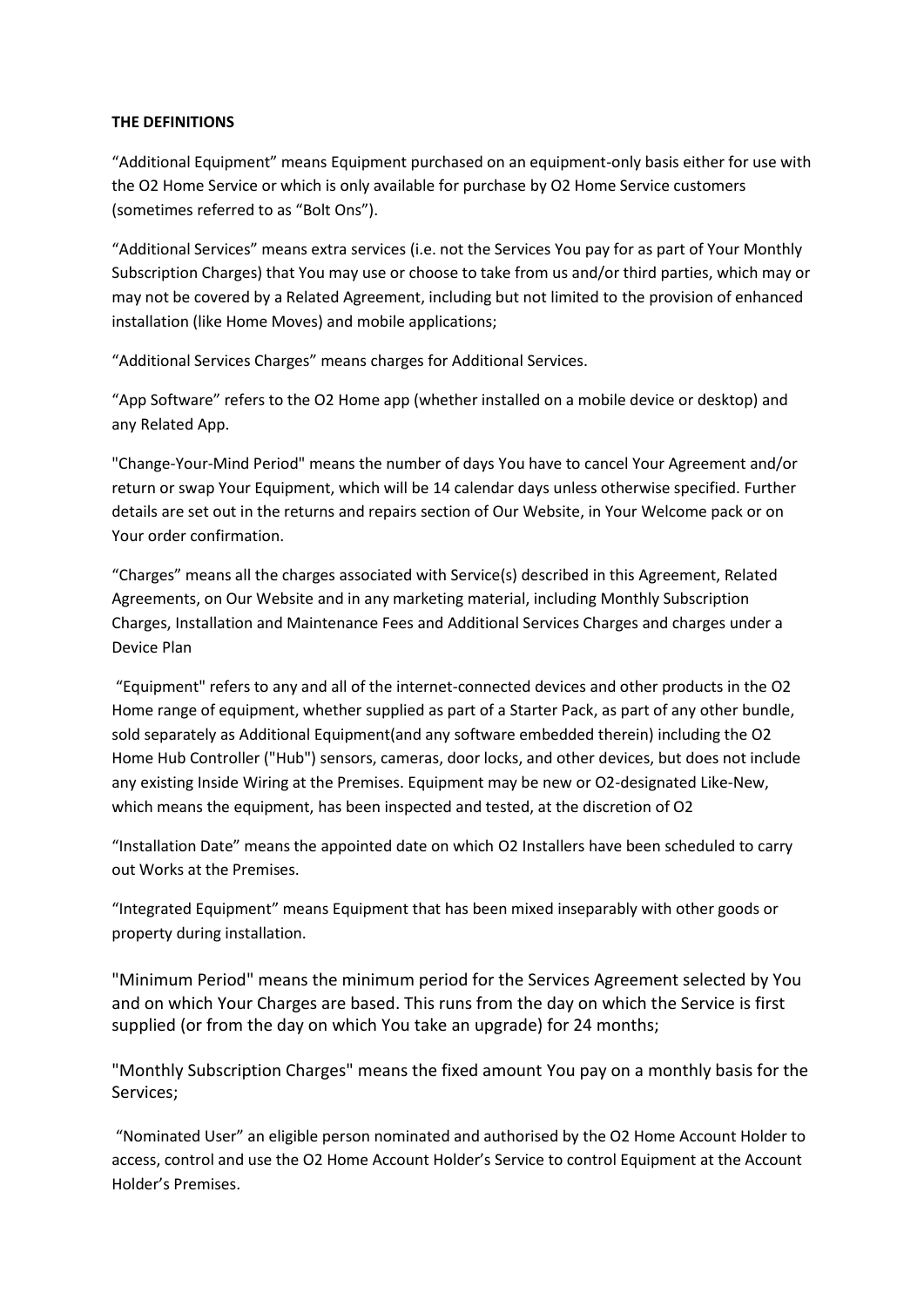**THE DEFINITIONS**

"Additional Equipment" means Equipment purchased on an equipment-only basis either for use with the O2 Home Service or which is only available for purchase by O2 Home Service customers (sometimes referred to as "Bolt Ons").

"Additional Services" means extra services (i.e. not the Services You pay for as part of Your Monthly Subscription Charges) that You may use or choose to take from us and/or third parties, which may or may not be covered by a Related Agreement, including but not limited to the provision of enhanced installation (like Home Moves) and mobile applications;

"Additional Services Charges" means charges for Additional Services.

"App Software" refers to the O2 Home app (whether installed on a mobile device or desktop) and any Related App.

"Change-Your-Mind Period" means the number of days You have to cancel Your Agreement and/or return or swap Your Equipment, which will be 14 calendar days unless otherwise specified. Further details are set out in the returns and repairs section of Our Website, in Your Welcome pack or on Your order confirmation.

"Charges" means all the charges associated with Service(s) described in this Agreement, Related Agreements, on Our Website and in any marketing material, including Monthly Subscription Charges, Installation and Maintenance Fees and Additional Services Charges and charges under a Device Plan

"Equipment" refers to any and all of the internet-connected devices and other products in the O2 Home range of equipment, whether supplied as part of a Starter Pack, as part of any other bundle, sold separately as Additional Equipment(and any software embedded therein) including the O2 Home Hub Controller ("Hub") sensors, cameras, door locks, and other devices, but does not include any existing Inside Wiring at the Premises. Equipment may be new or O2-designated Like-New, which means the equipment, has been inspected and tested, at the discretion of O2

"Installation Date" means the appointed date on which O2 Installers have been scheduled to carry out Works at the Premises.

"Integrated Equipment" means Equipment that has been mixed inseparably with other goods or property during installation.

"Minimum Period" means the minimum period for the Services Agreement selected by You and on which Your Charges are based. This runs from the day on which the Service is first supplied (or from the day on which You take an upgrade) for 24 months;

"Monthly Subscription Charges" means the fixed amount You pay on a monthly basis for the Services;

"Nominated User" an eligible person nominated and authorised by the O2 Home Account Holder to access, control and use the O2 Home Account Holder's Service to control Equipment at the Account Holder's Premises.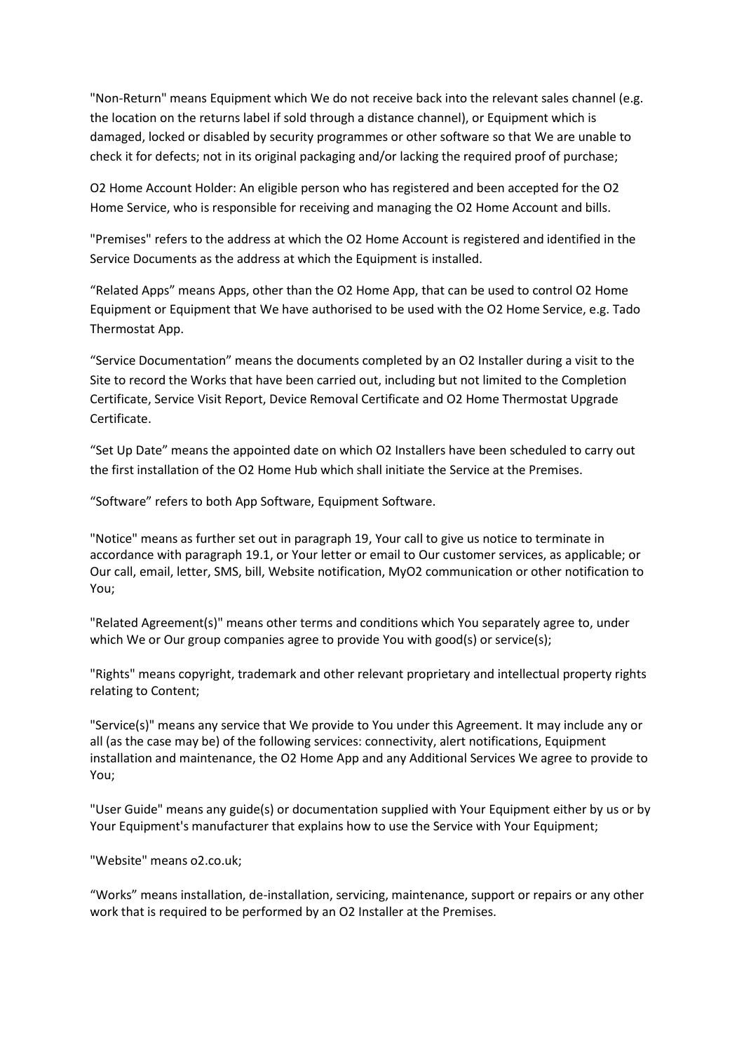"Non-Return" means Equipment which We do not receive back into the relevant sales channel (e.g. the location on the returns label if sold through a distance channel), or Equipment which is damaged, locked or disabled by security programmes or other software so that We are unable to check it for defects; not in its original packaging and/or lacking the required proof of purchase;

O2 Home Account Holder: An eligible person who has registered and been accepted for the O2 Home Service, who is responsible for receiving and managing the O2 Home Account and bills.

"Premises" refers to the address at which the O2 Home Account is registered and identified in the Service Documents as the address at which the Equipment is installed.

"Related Apps" means Apps, other than the O2 Home App, that can be used to control O2 Home Equipment or Equipment that We have authorised to be used with the O2 Home Service, e.g. Tado Thermostat App.

"Service Documentation" means the documents completed by an O2 Installer during a visit to the Site to record the Works that have been carried out, including but not limited to the Completion Certificate, Service Visit Report, Device Removal Certificate and O2 Home Thermostat Upgrade Certificate.

"Set Up Date" means the appointed date on which O2 Installers have been scheduled to carry out the first installation of the O2 Home Hub which shall initiate the Service at the Premises.

"Software" refers to both App Software, Equipment Software.

"Notice" means as further set out in paragraph 19, Your call to give us notice to terminate in accordance with paragraph 19.1, or Your letter or email to Our customer services, as applicable; or Our call, email, letter, SMS, bill, Website notification, MyO2 communication or other notification to You;

"Related Agreement(s)" means other terms and conditions which You separately agree to, under which We or Our group companies agree to provide You with good(s) or service(s);

"Rights" means copyright, trademark and other relevant proprietary and intellectual property rights relating to Content;

"Service(s)" means any service that We provide to You under this Agreement. It may include any or all (as the case may be) of the following services: connectivity, alert notifications, Equipment installation and maintenance, the O2 Home App and any Additional Services We agree to provide to You;

"User Guide" means any guide(s) or documentation supplied with Your Equipment either by us or by Your Equipment's manufacturer that explains how to use the Service with Your Equipment;

"Website" means o2.co.uk;

"Works" means installation, de-installation, servicing, maintenance, support or repairs or any other work that is required to be performed by an O2 Installer at the Premises.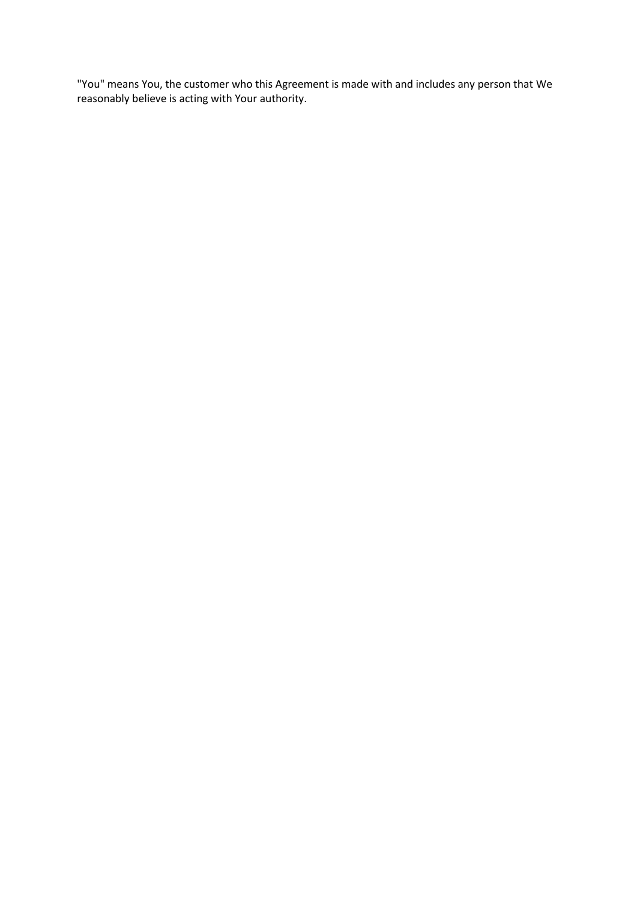"You" means You, the customer who this Agreement is made with and includes any person that We reasonably believe is acting with Your authority.